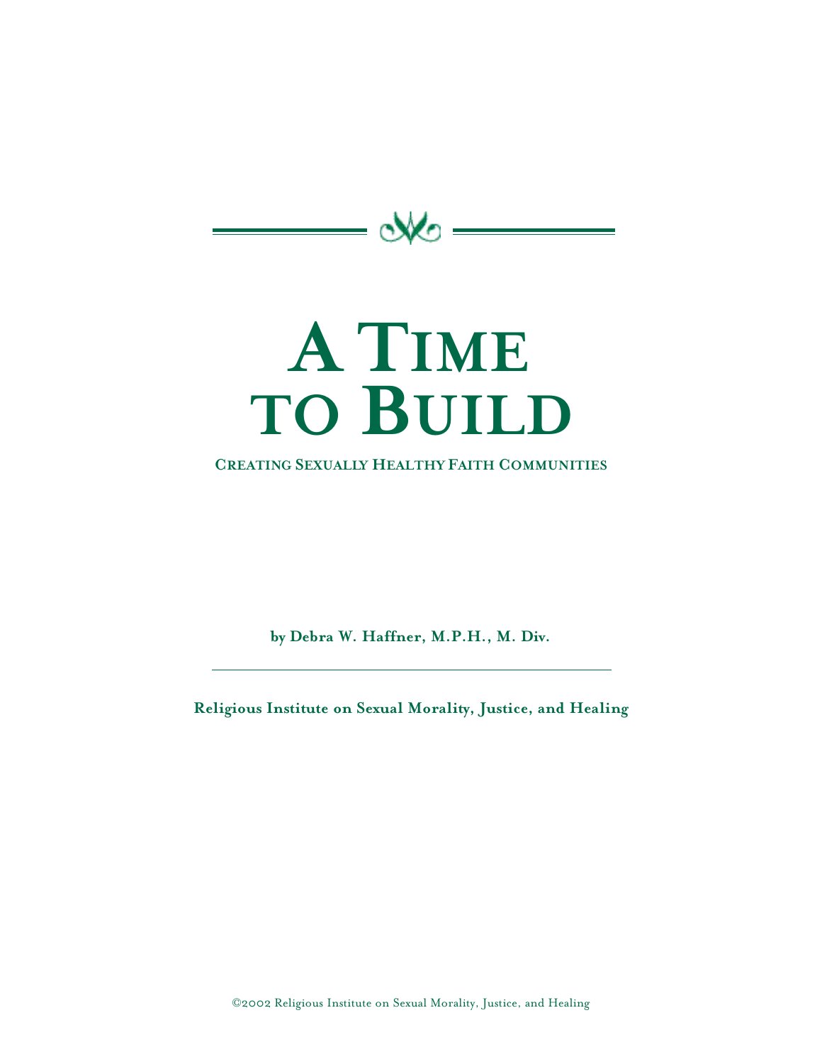# A Time to Build

## Creating Sexually Healthy Faith Communities

**by Debra W. Haffner, M.P.H., M. Div.**

**Religious Institute on Sexual Morality, Justice, and Healing**

©2002 Religious Institute on Sexual Morality, Justice, and Healing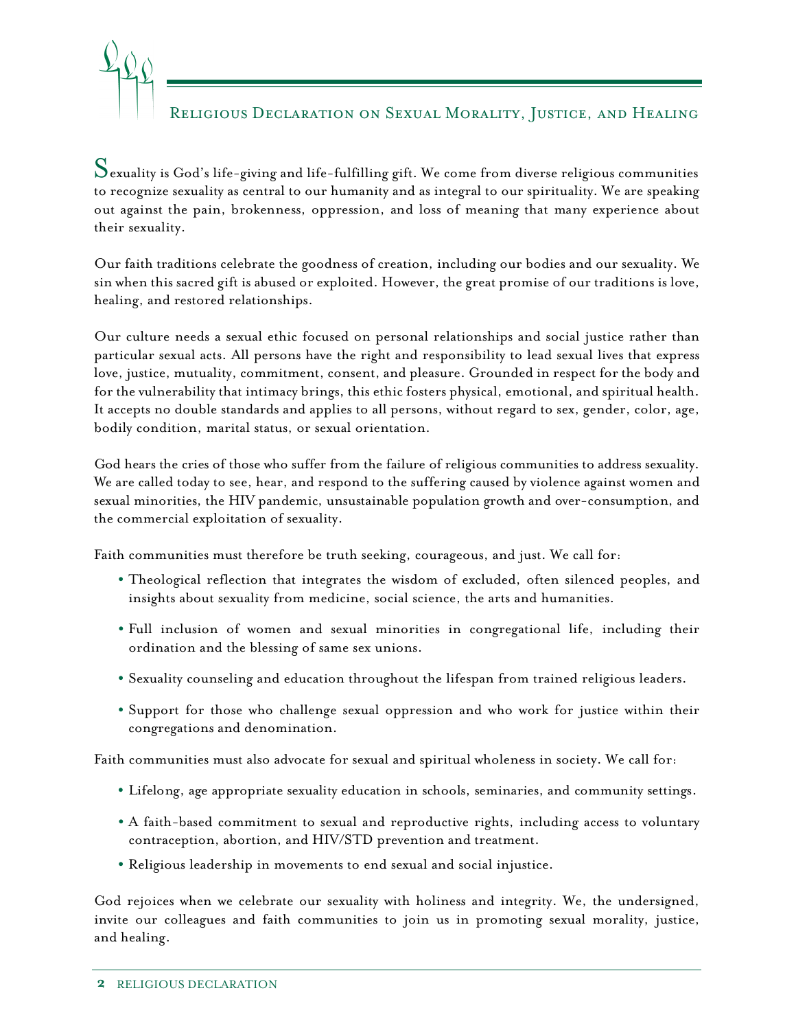# Religious Declaration on Sexual Morality, Justice, and Healing

Sexuality is God's life-giving and life-fulfilling gift. We come from diverse religious communities to recognize sexuality as central to our humanity and as integral to our spirituality. We are speaking out against the pain, brokenness, oppression, and loss of meaning that many experience about their sexuality.

Our faith traditions celebrate the goodness of creation, including our bodies and our sexuality. We sin when this sacred gift is abused or exploited. However, the great promise of our traditions is love, healing, and restored relationships.

Our culture needs a sexual ethic focused on personal relationships and social justice rather than particular sexual acts. All persons have the right and responsibility to lead sexual lives that express love, justice, mutuality, commitment, consent, and pleasure. Grounded in respect for the body and for the vulnerability that intimacy brings, this ethic fosters physical, emotional, and spiritual health. It accepts no double standards and applies to all persons, without regard to sex, gender, color, age, bodily condition, marital status, or sexual orientation.

God hears the cries of those who suffer from the failure of religious communities to address sexuality. We are called today to see, hear, and respond to the suffering caused by violence against women and sexual minorities, the HIV pandemic, unsustainable population growth and over-consumption, and the commercial exploitation of sexuality.

Faith communities must therefore be truth seeking, courageous, and just. We call for:

- Theological reflection that integrates the wisdom of excluded, often silenced peoples, and insights about sexuality from medicine, social science, the arts and humanities.
- Full inclusion of women and sexual minorities in congregational life, including their ordination and the blessing of same sex unions.
- Sexuality counseling and education throughout the lifespan from trained religious leaders.
- Support for those who challenge sexual oppression and who work for justice within their congregations and denomination.

Faith communities must also advocate for sexual and spiritual wholeness in society. We call for:

- Lifelong, age appropriate sexuality education in schools, seminaries, and community settings.
- A faith-based commitment to sexual and reproductive rights, including access to voluntary contraception, abortion, and HIV/STD prevention and treatment.
- Religious leadership in movements to end sexual and social injustice.

God rejoices when we celebrate our sexuality with holiness and integrity. We, the undersigned, invite our colleagues and faith communities to join us in promoting sexual morality, justice, and healing.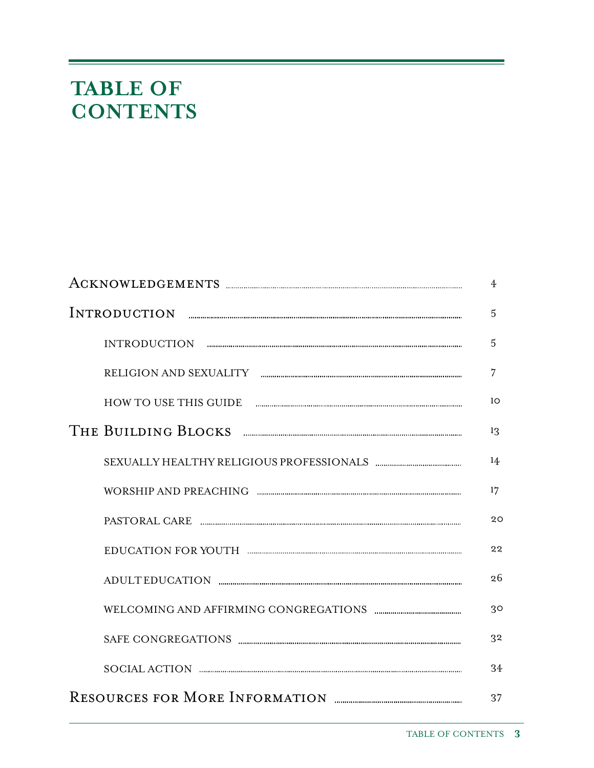# TABLE OF CONTENTS

| | |
|---|---|
| Acknowledgements | 4 |
| Introduction | 5 |
| &nbsp;&nbsp;&nbsp;&nbsp;INTRODUCTION | 5 |
| &nbsp;&nbsp;&nbsp;&nbsp;RELIGION AND SEXUALITY | 7 |
| &nbsp;&nbsp;&nbsp;&nbsp;HOW TO USE THIS GUIDE | 10 |
| The Building Blocks | 13 |
| &nbsp;&nbsp;&nbsp;&nbsp;SEXUALLY HEALTHY RELIGIOUS PROFESSIONALS | 14 |
| &nbsp;&nbsp;&nbsp;&nbsp;WORSHIP AND PREACHING | 17 |
| &nbsp;&nbsp;&nbsp;&nbsp;PASTORAL CARE | 20 |
| &nbsp;&nbsp;&nbsp;&nbsp;EDUCATION FOR YOUTH | 22 |
| &nbsp;&nbsp;&nbsp;&nbsp;ADULT EDUCATION | 26 |
| &nbsp;&nbsp;&nbsp;&nbsp;WELCOMING AND AFFIRMING CONGREGATIONS | 30 |
| &nbsp;&nbsp;&nbsp;&nbsp;SAFE CONGREGATIONS | 32 |
| &nbsp;&nbsp;&nbsp;&nbsp;SOCIAL ACTION | 34 |
| Resources for More Information | 37 |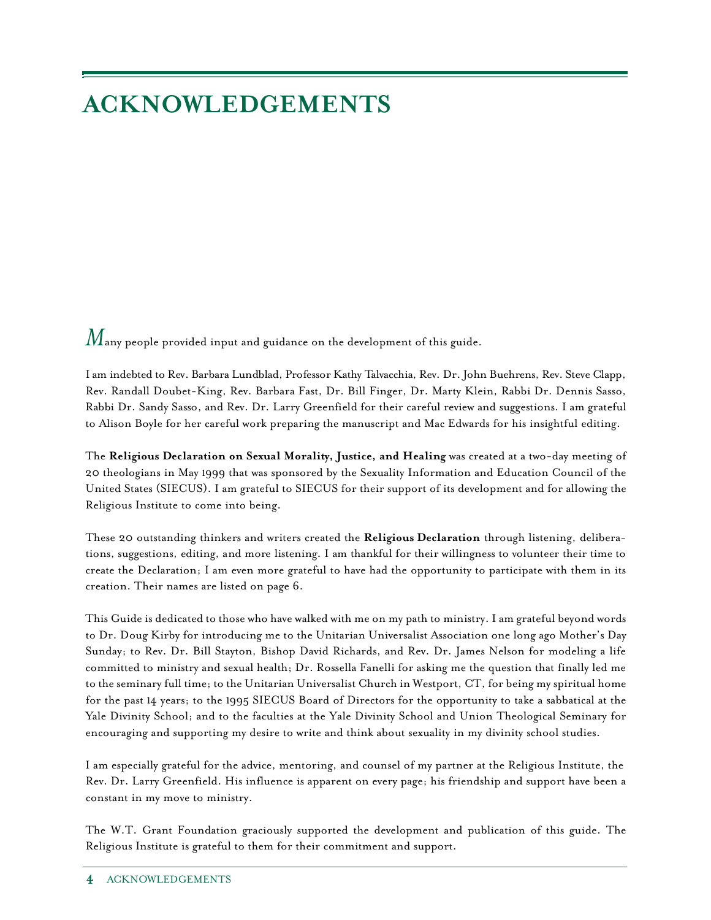# ACKNOWLEDGEMENTS

*M*any people provided input and guidance on the development of this guide.

I am indebted to Rev. Barbara Lundblad, Professor Kathy Talvacchia, Rev. Dr. John Buehrens, Rev. Steve Clapp, Rev. Randall Doubet-King, Rev. Barbara Fast, Dr. Bill Finger, Dr. Marty Klein, Rabbi Dr. Dennis Sasso, Rabbi Dr. Sandy Sasso, and Rev. Dr. Larry Greenfield for their careful review and suggestions. I am grateful to Alison Boyle for her careful work preparing the manuscript and Mac Edwards for his insightful editing.

The **Religious Declaration on Sexual Morality, Justice, and Healing** was created at a two-day meeting of 20 theologians in May 1999 that was sponsored by the Sexuality Information and Education Council of the United States (SIECUS). I am grateful to SIECUS for their support of its development and for allowing the Religious Institute to come into being.

These 20 outstanding thinkers and writers created the **Religious Declaration** through listening, deliberations, suggestions, editing, and more listening. I am thankful for their willingness to volunteer their time to create the Declaration; I am even more grateful to have had the opportunity to participate with them in its creation. Their names are listed on page 6.

This Guide is dedicated to those who have walked with me on my path to ministry. I am grateful beyond words to Dr. Doug Kirby for introducing me to the Unitarian Universalist Association one long ago Mother's Day Sunday; to Rev. Dr. Bill Stayton, Bishop David Richards, and Rev. Dr. James Nelson for modeling a life committed to ministry and sexual health; Dr. Rossella Fanelli for asking me the question that finally led me to the seminary full time; to the Unitarian Universalist Church in Westport, CT, for being my spiritual home for the past 14 years; to the 1995 SIECUS Board of Directors for the opportunity to take a sabbatical at the Yale Divinity School; and to the faculties at the Yale Divinity School and Union Theological Seminary for encouraging and supporting my desire to write and think about sexuality in my divinity school studies.

I am especially grateful for the advice, mentoring, and counsel of my partner at the Religious Institute, the Rev. Dr. Larry Greenfield. His influence is apparent on every page; his friendship and support have been a constant in my move to ministry.

The W.T. Grant Foundation graciously supported the development and publication of this guide. The Religious Institute is grateful to them for their commitment and support.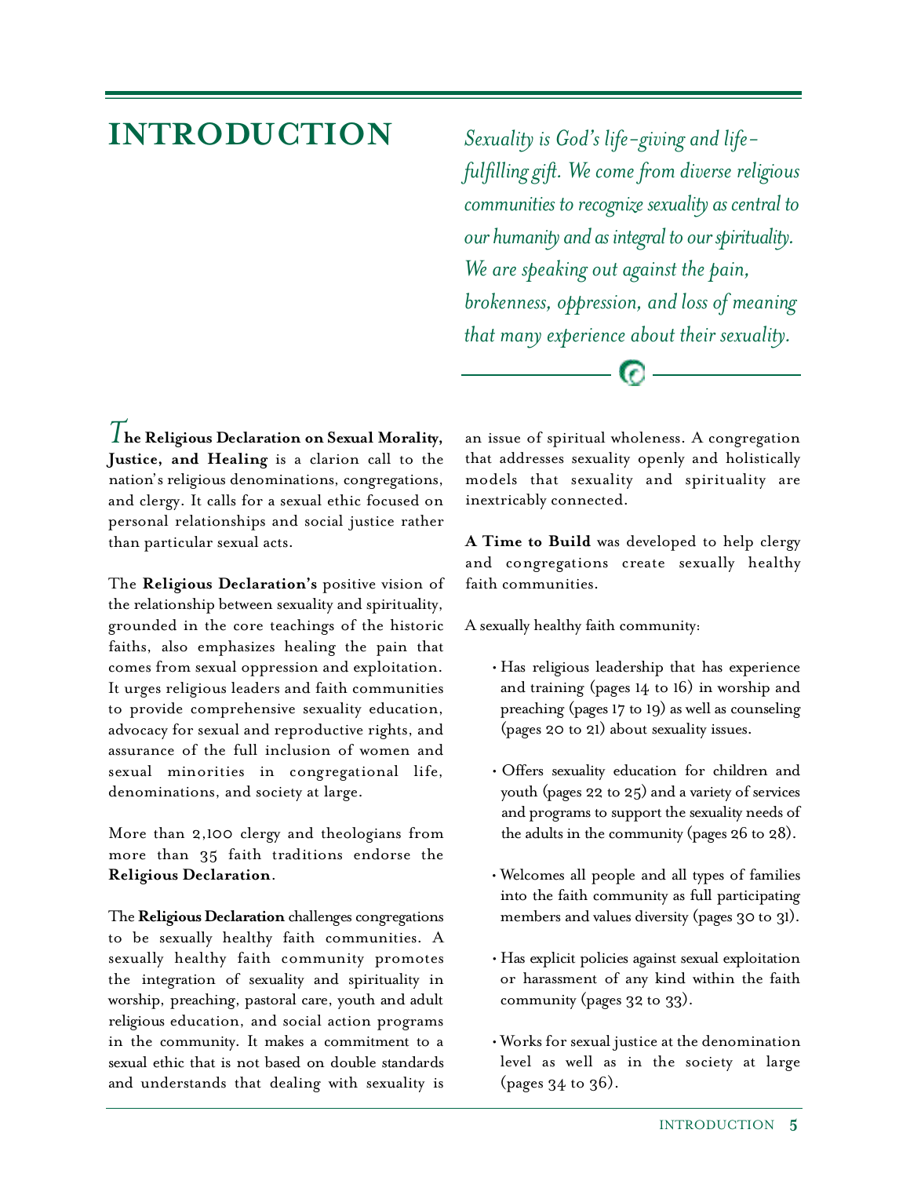# INTRODUCTION

*Sexuality is God's life-giving and life-fulfilling gift. We come from diverse religious communities to recognize sexuality as central to our humanity and as integral to our spirituality. We are speaking out against the pain, brokenness, oppression, and loss of meaning that many experience about their sexuality.*

**The Religious Declaration on Sexual Morality, Justice, and Healing** is a clarion call to the nation's religious denominations, congregations, and clergy. It calls for a sexual ethic focused on personal relationships and social justice rather than particular sexual acts.

The **Religious Declaration's** positive vision of the relationship between sexuality and spirituality, grounded in the core teachings of the historic faiths, also emphasizes healing the pain that comes from sexual oppression and exploitation. It urges religious leaders and faith communities to provide comprehensive sexuality education, advocacy for sexual and reproductive rights, and assurance of the full inclusion of women and sexual minorities in congregational life, denominations, and society at large.

More than 2,100 clergy and theologians from more than 35 faith traditions endorse the **Religious Declaration**.

The **Religious Declaration** challenges congregations to be sexually healthy faith communities. A sexually healthy faith community promotes the integration of sexuality and spirituality in worship, preaching, pastoral care, youth and adult religious education, and social action programs in the community. It makes a commitment to a sexual ethic that is not based on double standards and understands that dealing with sexuality is an issue of spiritual wholeness. A congregation that addresses sexuality openly and holistically models that sexuality and spirituality are inextricably connected.

**A Time to Build** was developed to help clergy and congregations create sexually healthy faith communities.

A sexually healthy faith community:

- Has religious leadership that has experience and training (pages 14 to 16) in worship and preaching (pages 17 to 19) as well as counseling (pages 20 to 21) about sexuality issues.
- Offers sexuality education for children and youth (pages 22 to 25) and a variety of services and programs to support the sexuality needs of the adults in the community (pages 26 to 28).
- Welcomes all people and all types of families into the faith community as full participating members and values diversity (pages 30 to 31).
- Has explicit policies against sexual exploitation or harassment of any kind within the faith community (pages 32 to 33).
- Works for sexual justice at the denomination level as well as in the society at large (pages 34 to 36).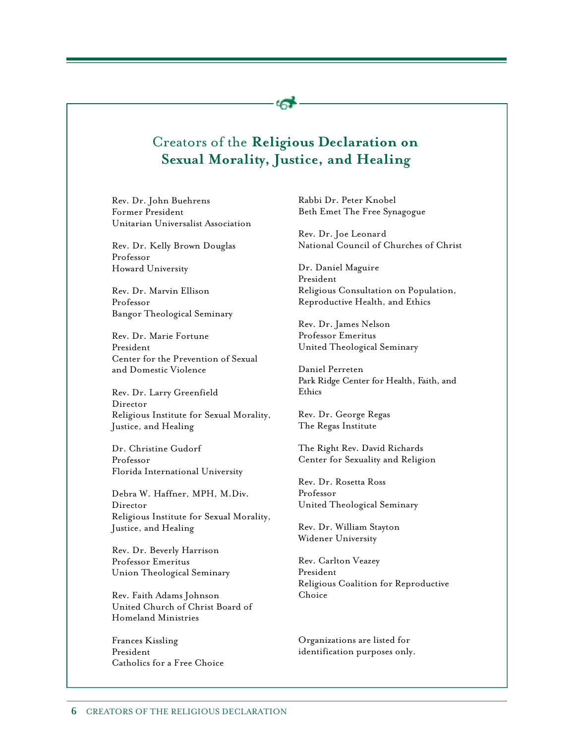# Creators of the **Religious Declaration on Sexual Morality, Justice, and Healing**

Rev. Dr. John Buehrens
Former President
Unitarian Universalist Association

Rev. Dr. Kelly Brown Douglas
Professor
Howard University

Rev. Dr. Marvin Ellison
Professor
Bangor Theological Seminary

Rev. Dr. Marie Fortune
President
Center for the Prevention of Sexual and Domestic Violence

Rev. Dr. Larry Greenfield
Director
Religious Institute for Sexual Morality, Justice, and Healing

Dr. Christine Gudorf
Professor
Florida International University

Debra W. Haffner, MPH, M.Div.
Director
Religious Institute for Sexual Morality, Justice, and Healing

Rev. Dr. Beverly Harrison
Professor Emeritus
Union Theological Seminary

Rev. Faith Adams Johnson
United Church of Christ Board of Homeland Ministries

Frances Kissling
President
Catholics for a Free Choice

Rabbi Dr. Peter Knobel
Beth Emet The Free Synagogue

Rev. Dr. Joe Leonard
National Council of Churches of Christ

Dr. Daniel Maguire
President
Religious Consultation on Population, Reproductive Health, and Ethics

Rev. Dr. James Nelson
Professor Emeritus
United Theological Seminary

Daniel Perreten
Park Ridge Center for Health, Faith, and Ethics

Rev. Dr. George Regas
The Regas Institute

The Right Rev. David Richards
Center for Sexuality and Religion

Rev. Dr. Rosetta Ross
Professor
United Theological Seminary

Rev. Dr. William Stayton
Widener University

Rev. Carlton Veazey
President
Religious Coalition for Reproductive Choice

Organizations are listed for identification purposes only.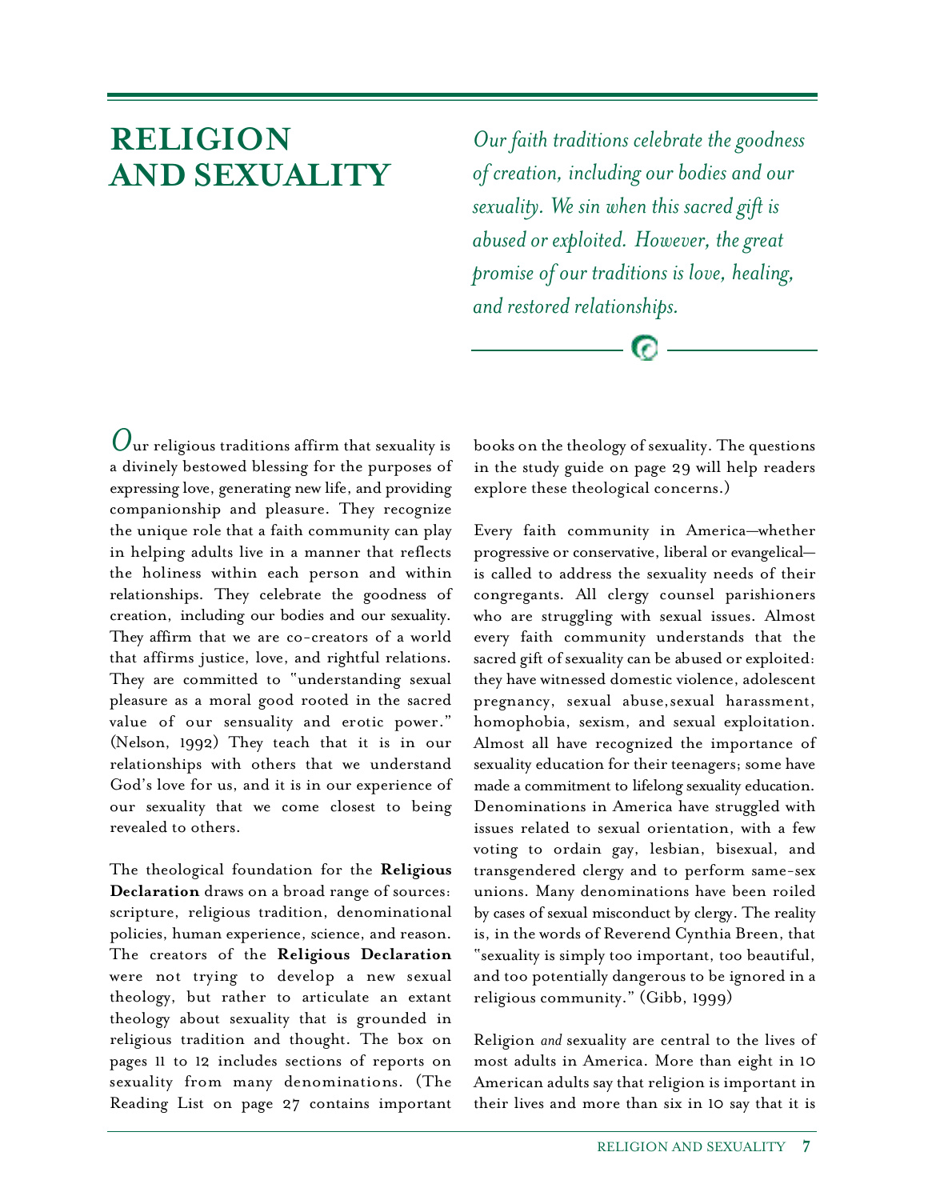# RELIGION AND SEXUALITY

*Our faith traditions celebrate the goodness of creation, including our bodies and our sexuality. We sin when this sacred gift is abused or exploited. However, the great promise of our traditions is love, healing, and restored relationships.*

Our religious traditions affirm that sexuality is a divinely bestowed blessing for the purposes of expressing love, generating new life, and providing companionship and pleasure. They recognize the unique role that a faith community can play in helping adults live in a manner that reflects the holiness within each person and within relationships. They celebrate the goodness of creation, including our bodies and our sexuality. They affirm that we are co-creators of a world that affirms justice, love, and rightful relations. They are committed to "understanding sexual pleasure as a moral good rooted in the sacred value of our sensuality and erotic power." (Nelson, 1992) They teach that it is in our relationships with others that we understand God's love for us, and it is in our experience of our sexuality that we come closest to being revealed to others.

The theological foundation for the **Religious Declaration** draws on a broad range of sources: scripture, religious tradition, denominational policies, human experience, science, and reason. The creators of the **Religious Declaration** were not trying to develop a new sexual theology, but rather to articulate an extant theology about sexuality that is grounded in religious tradition and thought. The box on pages 11 to 12 includes sections of reports on sexuality from many denominations. (The Reading List on page 27 contains important books on the theology of sexuality. The questions in the study guide on page 29 will help readers explore these theological concerns.)

Every faith community in America—whether progressive or conservative, liberal or evangelical—is called to address the sexuality needs of their congregants. All clergy counsel parishioners who are struggling with sexual issues. Almost every faith community understands that the sacred gift of sexuality can be abused or exploited: they have witnessed domestic violence, adolescent pregnancy, sexual abuse, sexual harassment, homophobia, sexism, and sexual exploitation. Almost all have recognized the importance of sexuality education for their teenagers; some have made a commitment to lifelong sexuality education. Denominations in America have struggled with issues related to sexual orientation, with a few voting to ordain gay, lesbian, bisexual, and transgendered clergy and to perform same-sex unions. Many denominations have been roiled by cases of sexual misconduct by clergy. The reality is, in the words of Reverend Cynthia Breen, that "sexuality is simply too important, too beautiful, and too potentially dangerous to be ignored in a religious community." (Gibb, 1999)

Religion *and* sexuality are central to the lives of most adults in America. More than eight in 10 American adults say that religion is important in their lives and more than six in 10 say that it is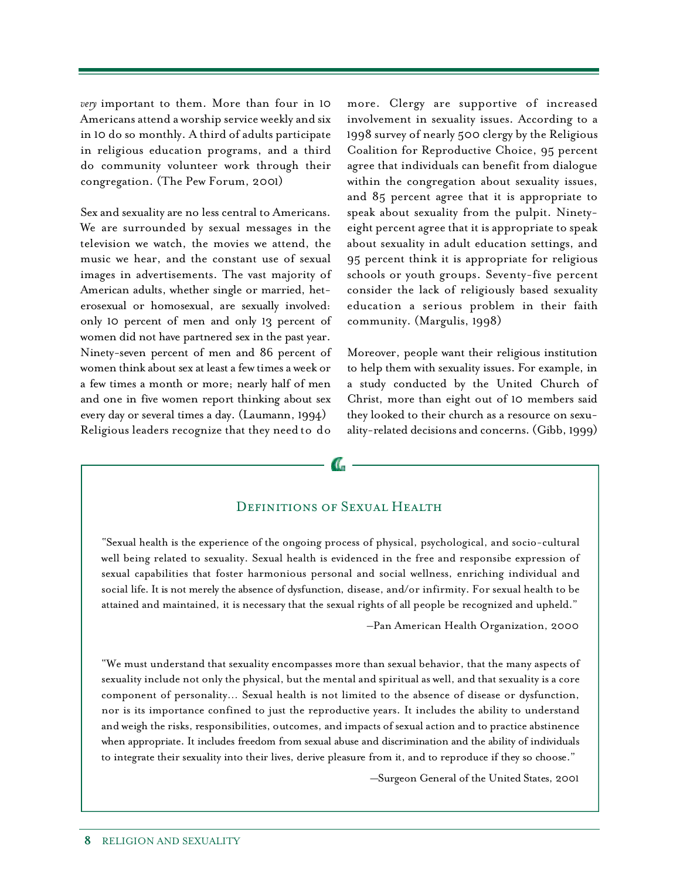*very* important to them. More than four in 10 Americans attend a worship service weekly and six in 10 do so monthly. A third of adults participate in religious education programs, and a third do community volunteer work through their congregation. (The Pew Forum, 2001)

Sex and sexuality are no less central to Americans. We are surrounded by sexual messages in the television we watch, the movies we attend, the music we hear, and the constant use of sexual images in advertisements. The vast majority of American adults, whether single or married, heterosexual or homosexual, are sexually involved: only 10 percent of men and only 13 percent of women did not have partnered sex in the past year. Ninety-seven percent of men and 86 percent of women think about sex at least a few times a week or a few times a month or more; nearly half of men and one in five women report thinking about sex every day or several times a day. (Laumann, 1994) Religious leaders recognize that they need to do more. Clergy are supportive of increased involvement in sexuality issues. According to a 1998 survey of nearly 500 clergy by the Religious Coalition for Reproductive Choice, 95 percent agree that individuals can benefit from dialogue within the congregation about sexuality issues, and 85 percent agree that it is appropriate to speak about sexuality from the pulpit. Ninety-eight percent agree that it is appropriate to speak about sexuality in adult education settings, and 95 percent think it is appropriate for religious schools or youth groups. Seventy-five percent consider the lack of religiously based sexuality education a serious problem in their faith community. (Margulis, 1998)

Moreover, people want their religious institution to help them with sexuality issues. For example, in a study conducted by the United Church of Christ, more than eight out of 10 members said they looked to their church as a resource on sexuality-related decisions and concerns. (Gibb, 1999)

## Definitions of Sexual Health

"Sexual health is the experience of the ongoing process of physical, psychological, and socio-cultural well being related to sexuality. Sexual health is evidenced in the free and responsibe expression of sexual capabilities that foster harmonious personal and social wellness, enriching individual and social life. It is not merely the absence of dysfunction, disease, and/or infirmity. For sexual health to be attained and maintained, it is necessary that the sexual rights of all people be recognized and upheld."

—Pan American Health Organization, 2000

"We must understand that sexuality encompasses more than sexual behavior, that the many aspects of sexuality include not only the physical, but the mental and spiritual as well, and that sexuality is a core component of personality... Sexual health is not limited to the absence of disease or dysfunction, nor is its importance confined to just the reproductive years. It includes the ability to understand and weigh the risks, responsibilities, outcomes, and impacts of sexual action and to practice abstinence when appropriate. It includes freedom from sexual abuse and discrimination and the ability of individuals to integrate their sexuality into their lives, derive pleasure from it, and to reproduce if they so choose."

—Surgeon General of the United States, 2001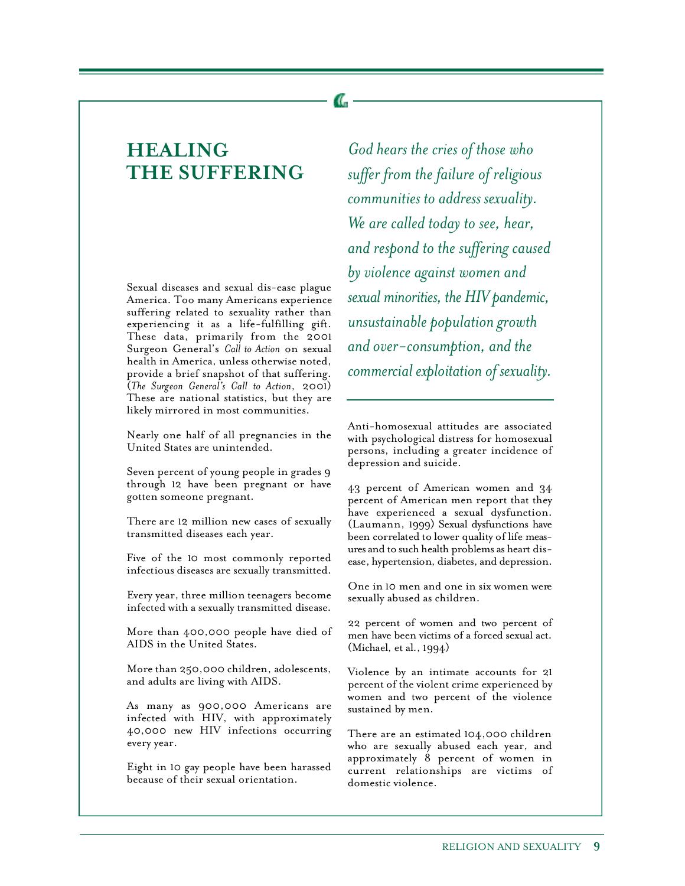## HEALING THE SUFFERING

*God hears the cries of those who suffer from the failure of religious communities to address sexuality. We are called today to see, hear, and respond to the suffering caused by violence against women and sexual minorities, the HIV pandemic, unsustainable population growth and over-consumption, and the commercial exploitation of sexuality.*

Sexual diseases and sexual dis-ease plague America. Too many Americans experience suffering related to sexuality rather than experiencing it as a life-fulfilling gift. These data, primarily from the 2001 Surgeon General's *Call to Action* on sexual health in America, unless otherwise noted, provide a brief snapshot of that suffering. (*The Surgeon General's Call to Action*, 2001) These are national statistics, but they are likely mirrored in most communities.

Nearly one half of all pregnancies in the United States are unintended.

Seven percent of young people in grades 9 through 12 have been pregnant or have gotten someone pregnant.

There are 12 million new cases of sexually transmitted diseases each year.

Five of the 10 most commonly reported infectious diseases are sexually transmitted.

Every year, three million teenagers become infected with a sexually transmitted disease.

More than 400,000 people have died of AIDS in the United States.

More than 250,000 children, adolescents, and adults are living with AIDS.

As many as 900,000 Americans are infected with HIV, with approximately 40,000 new HIV infections occurring every year.

Eight in 10 gay people have been harassed because of their sexual orientation.

Anti-homosexual attitudes are associated with psychological distress for homosexual persons, including a greater incidence of depression and suicide.

43 percent of American women and 34 percent of American men report that they have experienced a sexual dysfunction. (Laumann, 1999) Sexual dysfunctions have been correlated to lower quality of life measures and to such health problems as heart disease, hypertension, diabetes, and depression.

One in 10 men and one in six women were sexually abused as children.

22 percent of women and two percent of men have been victims of a forced sexual act. (Michael, et al., 1994)

Violence by an intimate accounts for 21 percent of the violent crime experienced by women and two percent of the violence sustained by men.

There are an estimated 104,000 children who are sexually abused each year, and approximately 8 percent of women in current relationships are victims of domestic violence.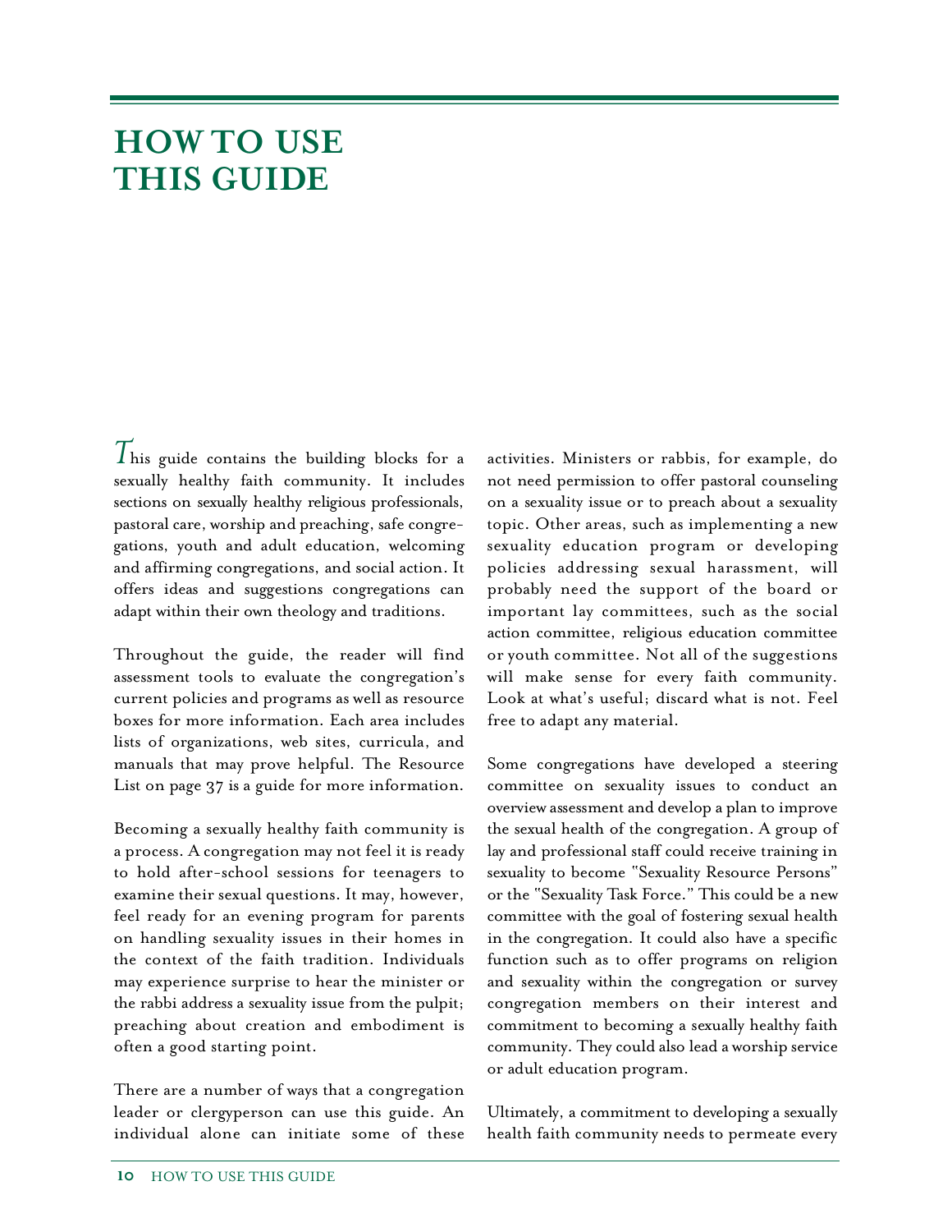# HOW TO USE THIS GUIDE

This guide contains the building blocks for a sexually healthy faith community. It includes sections on sexually healthy religious professionals, pastoral care, worship and preaching, safe congregations, youth and adult education, welcoming and affirming congregations, and social action. It offers ideas and suggestions congregations can adapt within their own theology and traditions.

Throughout the guide, the reader will find assessment tools to evaluate the congregation's current policies and programs as well as resource boxes for more information. Each area includes lists of organizations, web sites, curricula, and manuals that may prove helpful. The Resource List on page 37 is a guide for more information.

Becoming a sexually healthy faith community is a process. A congregation may not feel it is ready to hold after-school sessions for teenagers to examine their sexual questions. It may, however, feel ready for an evening program for parents on handling sexuality issues in their homes in the context of the faith tradition. Individuals may experience surprise to hear the minister or the rabbi address a sexuality issue from the pulpit; preaching about creation and embodiment is often a good starting point.

There are a number of ways that a congregation leader or clergyperson can use this guide. An individual alone can initiate some of these activities. Ministers or rabbis, for example, do not need permission to offer pastoral counseling on a sexuality issue or to preach about a sexuality topic. Other areas, such as implementing a new sexuality education program or developing policies addressing sexual harassment, will probably need the support of the board or important lay committees, such as the social action committee, religious education committee or youth committee. Not all of the suggestions will make sense for every faith community. Look at what's useful; discard what is not. Feel free to adapt any material.

Some congregations have developed a steering committee on sexuality issues to conduct an overview assessment and develop a plan to improve the sexual health of the congregation. A group of lay and professional staff could receive training in sexuality to become "Sexuality Resource Persons" or the "Sexuality Task Force." This could be a new committee with the goal of fostering sexual health in the congregation. It could also have a specific function such as to offer programs on religion and sexuality within the congregation or survey congregation members on their interest and commitment to becoming a sexually healthy faith community. They could also lead a worship service or adult education program.

Ultimately, a commitment to developing a sexually health faith community needs to permeate every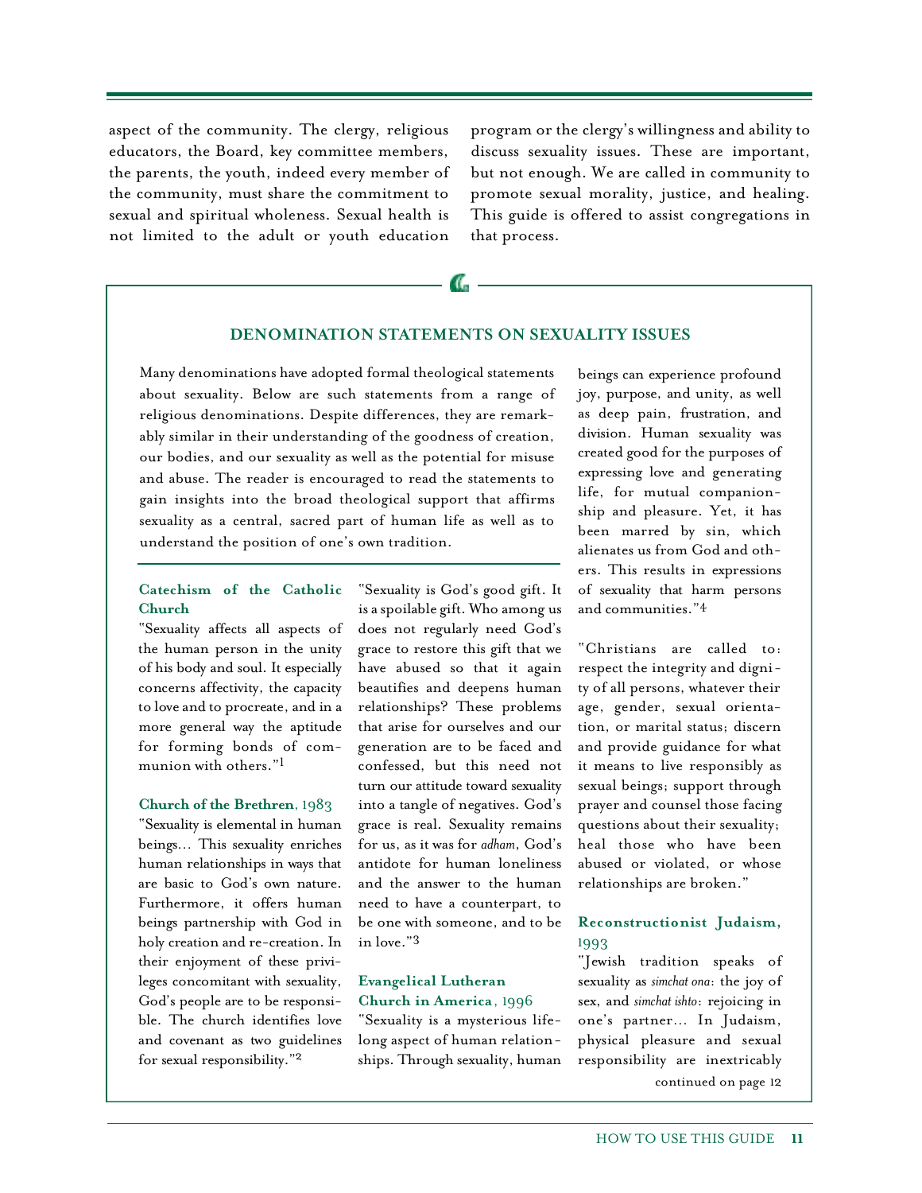aspect of the community. The clergy, religious educators, the Board, key committee members, the parents, the youth, indeed every member of the community, must share the commitment to sexual and spiritual wholeness. Sexual health is not limited to the adult or youth education program or the clergy's willingness and ability to discuss sexuality issues. These are important, but not enough. We are called in community to promote sexual morality, justice, and healing. This guide is offered to assist congregations in that process.

## DENOMINATION STATEMENTS ON SEXUALITY ISSUES

Many denominations have adopted formal theological statements about sexuality. Below are such statements from a range of religious denominations. Despite differences, they are remarkably similar in their understanding of the goodness of creation, our bodies, and our sexuality as well as the potential for misuse and abuse. The reader is encouraged to read the statements to gain insights into the broad theological support that affirms sexuality as a central, sacred part of human life as well as to understand the position of one's own tradition.

**Catechism of the Catholic Church**

"Sexuality affects all aspects of the human person in the unity of his body and soul. It especially concerns affectivity, the capacity to love and to procreate, and in a more general way the aptitude for forming bonds of communion with others."[1]

**Church of the Brethren**, 1983

"Sexuality is elemental in human beings… This sexuality enriches human relationships in ways that are basic to God's own nature. Furthermore, it offers human beings partnership with God in holy creation and re-creation. In their enjoyment of these privileges concomitant with sexuality, God's people are to be responsible. The church identifies love and covenant as two guidelines for sexual responsibility."[2]

"Sexuality is God's good gift. It is a spoilable gift. Who among us does not regularly need God's grace to restore this gift that we have abused so that it again beautifies and deepens human relationships? These problems that arise for ourselves and our generation are to be faced and confessed, but this need not turn our attitude toward sexuality into a tangle of negatives. God's grace is real. Sexuality remains for us, as it was for *adham*, God's antidote for human loneliness and the answer to the human need to have a counterpart, to be one with someone, and to be in love."[3]

**Evangelical Lutheran Church in America**, 1996

"Sexuality is a mysterious lifelong aspect of human relationships. Through sexuality, human beings can experience profound joy, purpose, and unity, as well as deep pain, frustration, and division. Human sexuality was created good for the purposes of expressing love and generating life, for mutual companionship and pleasure. Yet, it has been marred by sin, which alienates us from God and others. This results in expressions of sexuality that harm persons and communities."[4]

"Christians are called to: respect the integrity and dignity of all persons, whatever their age, gender, sexual orientation, or marital status; discern and provide guidance for what it means to live responsibly as sexual beings; support through prayer and counsel those facing questions about their sexuality; heal those who have been abused or violated, or whose relationships are broken."

**Reconstructionist Judaism**, 1993

"Jewish tradition speaks of sexuality as *simchat ona*: the joy of sex, and *simchat ishto*: rejoicing in one's partner… In Judaism, physical pleasure and sexual responsibility are inextricably

continued on page 12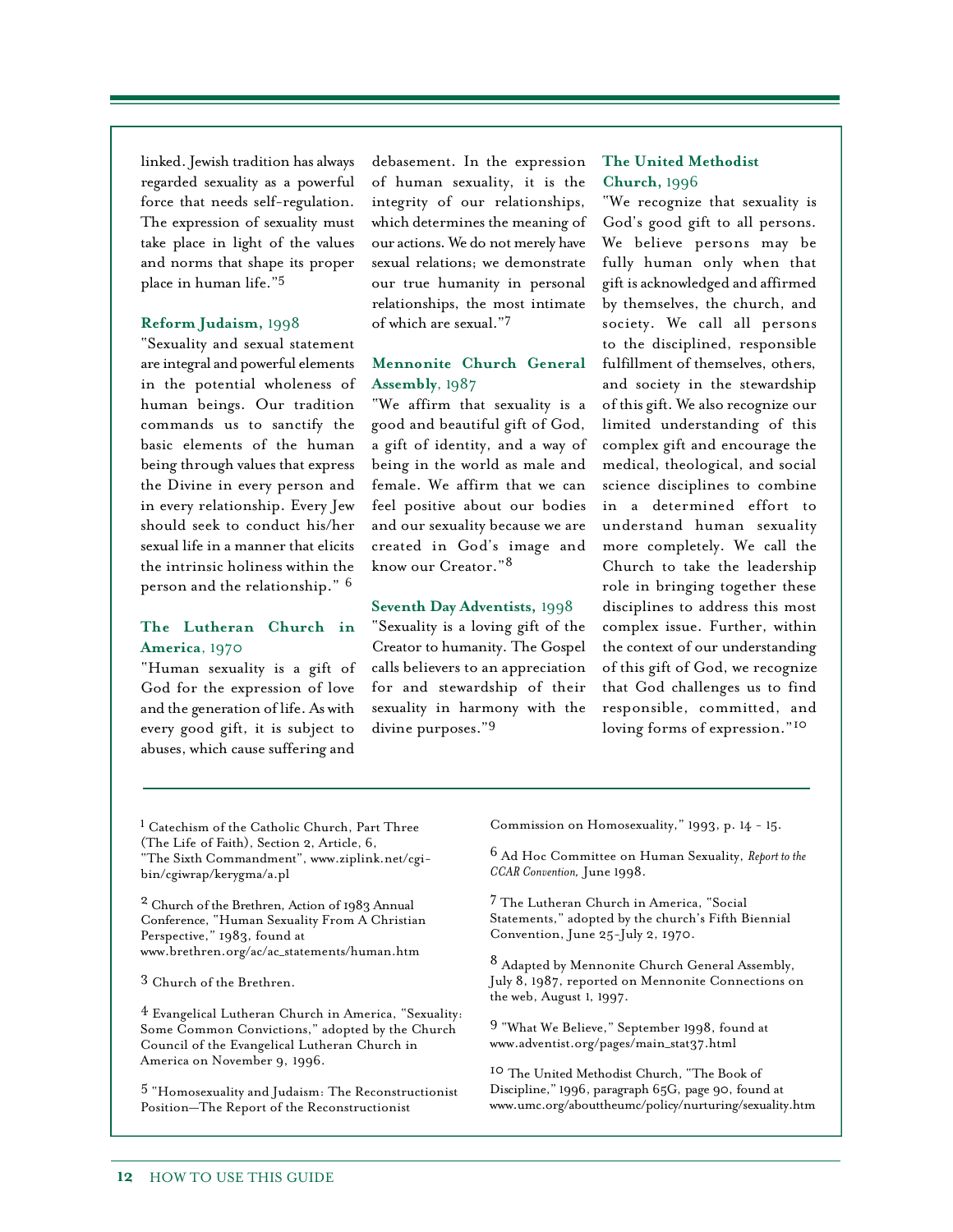linked. Jewish tradition has always regarded sexuality as a powerful force that needs self-regulation. The expression of sexuality must take place in light of the values and norms that shape its proper place in human life."[5]

**Reform Judaism,** 1998

"Sexuality and sexual statement are integral and powerful elements in the potential wholeness of human beings. Our tradition commands us to sanctify the basic elements of the human being through values that express the Divine in every person and in every relationship. Every Jew should seek to conduct his/her sexual life in a manner that elicits the intrinsic holiness within the person and the relationship." [6]

**The Lutheran Church in America**, 1970

"Human sexuality is a gift of God for the expression of love and the generation of life. As with every good gift, it is subject to abuses, which cause suffering and debasement. In the expression of human sexuality, it is the integrity of our relationships, which determines the meaning of our actions. We do not merely have sexual relations; we demonstrate our true humanity in personal relationships, the most intimate of which are sexual."[7]

**Mennonite Church General Assembly**, 1987

"We affirm that sexuality is a good and beautiful gift of God, a gift of identity, and a way of being in the world as male and female. We affirm that we can feel positive about our bodies and our sexuality because we are created in God's image and know our Creator."[8]

**Seventh Day Adventists,** 1998

"Sexuality is a loving gift of the Creator to humanity. The Gospel calls believers to an appreciation for and stewardship of their sexuality in harmony with the divine purposes."[9]

**The United Methodist Church,** 1996

"We recognize that sexuality is God's good gift to all persons. We believe persons may be fully human only when that gift is acknowledged and affirmed by themselves, the church, and society. We call all persons to the disciplined, responsible fulfillment of themselves, others, and society in the stewardship of this gift. We also recognize our limited understanding of this complex gift and encourage the medical, theological, and social science disciplines to combine in a determined effort to understand human sexuality more completely. We call the Church to take the leadership role in bringing together these disciplines to address this most complex issue. Further, within the context of our understanding of this gift of God, we recognize that God challenges us to find responsible, committed, and loving forms of expression."[10]

---

[1] Catechism of the Catholic Church, Part Three (The Life of Faith), Section 2, Article, 6, "The Sixth Commandment", www.ziplink.net/cgi-bin/cgiwrap/kerygma/a.pl

[2] Church of the Brethren, Action of 1983 Annual Conference, "Human Sexuality From A Christian Perspective," 1983, found at www.brethren.org/ac/ac_statements/human.htm

[3] Church of the Brethren.

[4] Evangelical Lutheran Church in America, "Sexuality: Some Common Convictions," adopted by the Church Council of the Evangelical Lutheran Church in America on November 9, 1996.

[5] "Homosexuality and Judaism: The Reconstructionist Position—The Report of the Reconstructionist Commission on Homosexuality," 1993, p. 14 - 15.

[6] Ad Hoc Committee on Human Sexuality, *Report to the CCAR Convention,* June 1998.

[7] The Lutheran Church in America, "Social Statements," adopted by the church's Fifth Biennial Convention, June 25-July 2, 1970.

[8] Adapted by Mennonite Church General Assembly, July 8, 1987, reported on Mennonite Connections on the web, August 1, 1997.

[9] "What We Believe," September 1998, found at www.adventist.org/pages/main_stat37.html

[10] The United Methodist Church, "The Book of Discipline," 1996, paragraph 65G, page 90, found at www.umc.org/abouttheumc/policy/nurturing/sexuality.htm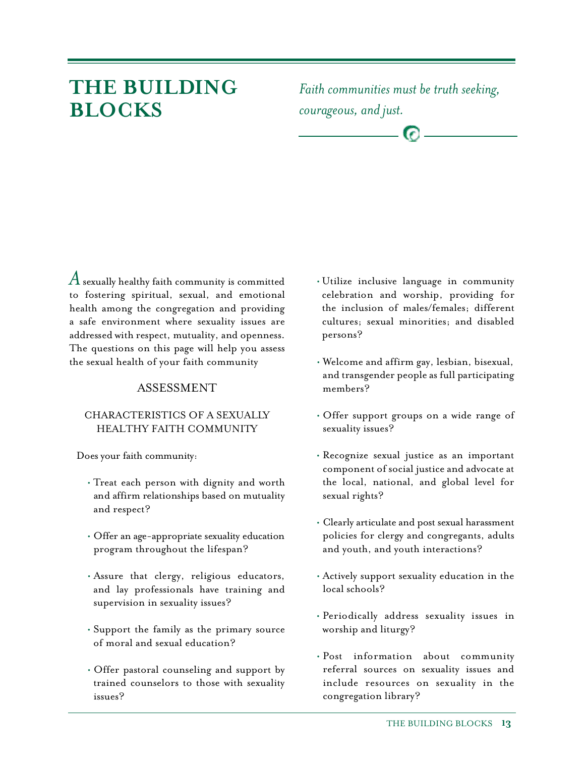# THE BUILDING BLOCKS

*Faith communities must be truth seeking, courageous, and just.*

A sexually healthy faith community is committed to fostering spiritual, sexual, and emotional health among the congregation and providing a safe environment where sexuality issues are addressed with respect, mutuality, and openness. The questions on this page will help you assess the sexual health of your faith community

## ASSESSMENT

### CHARACTERISTICS OF A SEXUALLY HEALTHY FAITH COMMUNITY

Does your faith community:

- Treat each person with dignity and worth and affirm relationships based on mutuality and respect?
- Offer an age-appropriate sexuality education program throughout the lifespan?
- Assure that clergy, religious educators, and lay professionals have training and supervision in sexuality issues?
- Support the family as the primary source of moral and sexual education?
- Offer pastoral counseling and support by trained counselors to those with sexuality issues?
- Utilize inclusive language in community celebration and worship, providing for the inclusion of males/females; different cultures; sexual minorities; and disabled persons?
- Welcome and affirm gay, lesbian, bisexual, and transgender people as full participating members?
- Offer support groups on a wide range of sexuality issues?
- Recognize sexual justice as an important component of social justice and advocate at the local, national, and global level for sexual rights?
- Clearly articulate and post sexual harassment policies for clergy and congregants, adults and youth, and youth interactions?
- Actively support sexuality education in the local schools?
- Periodically address sexuality issues in worship and liturgy?
- Post information about community referral sources on sexuality issues and include resources on sexuality in the congregation library?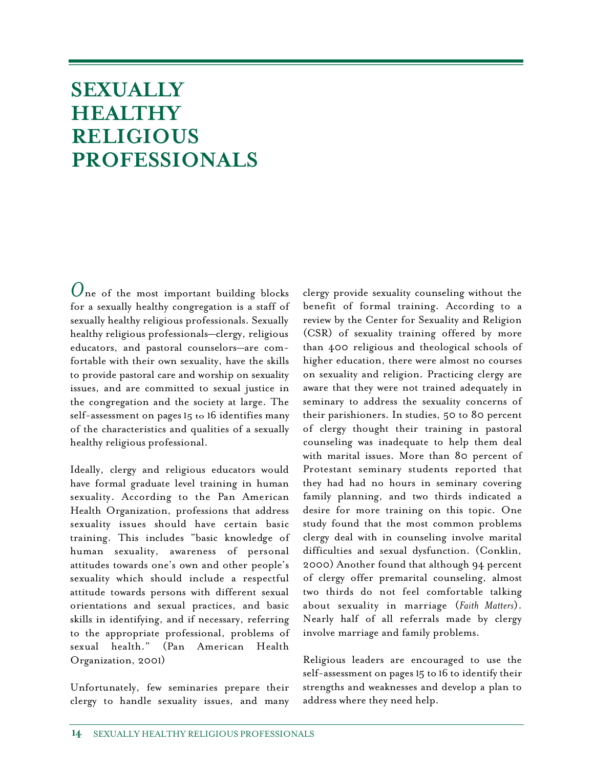# SEXUALLY HEALTHY RELIGIOUS PROFESSIONALS

*O*ne of the most important building blocks for a sexually healthy congregation is a staff of sexually healthy religious professionals. Sexually healthy religious professionals—clergy, religious educators, and pastoral counselors—are comfortable with their own sexuality, have the skills to provide pastoral care and worship on sexuality issues, and are committed to sexual justice in the congregation and the society at large. The self-assessment on pages 15 to 16 identifies many of the characteristics and qualities of a sexually healthy religious professional.

Ideally, clergy and religious educators would have formal graduate level training in human sexuality. According to the Pan American Health Organization, professions that address sexuality issues should have certain basic training. This includes "basic knowledge of human sexuality, awareness of personal attitudes towards one's own and other people's sexuality which should include a respectful attitude towards persons with different sexual orientations and sexual practices, and basic skills in identifying, and if necessary, referring to the appropriate professional, problems of sexual health." (Pan American Health Organization, 2001)

Unfortunately, few seminaries prepare their clergy to handle sexuality issues, and many clergy provide sexuality counseling without the benefit of formal training. According to a review by the Center for Sexuality and Religion (CSR) of sexuality training offered by more than 400 religious and theological schools of higher education, there were almost no courses on sexuality and religion. Practicing clergy are aware that they were not trained adequately in seminary to address the sexuality concerns of their parishioners. In studies, 50 to 80 percent of clergy thought their training in pastoral counseling was inadequate to help them deal with marital issues. More than 80 percent of Protestant seminary students reported that they had had no hours in seminary covering family planning, and two thirds indicated a desire for more training on this topic. One study found that the most common problems clergy deal with in counseling involve marital difficulties and sexual dysfunction. (Conklin, 2000) Another found that although 94 percent of clergy offer premarital counseling, almost two thirds do not feel comfortable talking about sexuality in marriage (*Faith Matters*). Nearly half of all referrals made by clergy involve marriage and family problems.

Religious leaders are encouraged to use the self-assessment on pages 15 to 16 to identify their strengths and weaknesses and develop a plan to address where they need help.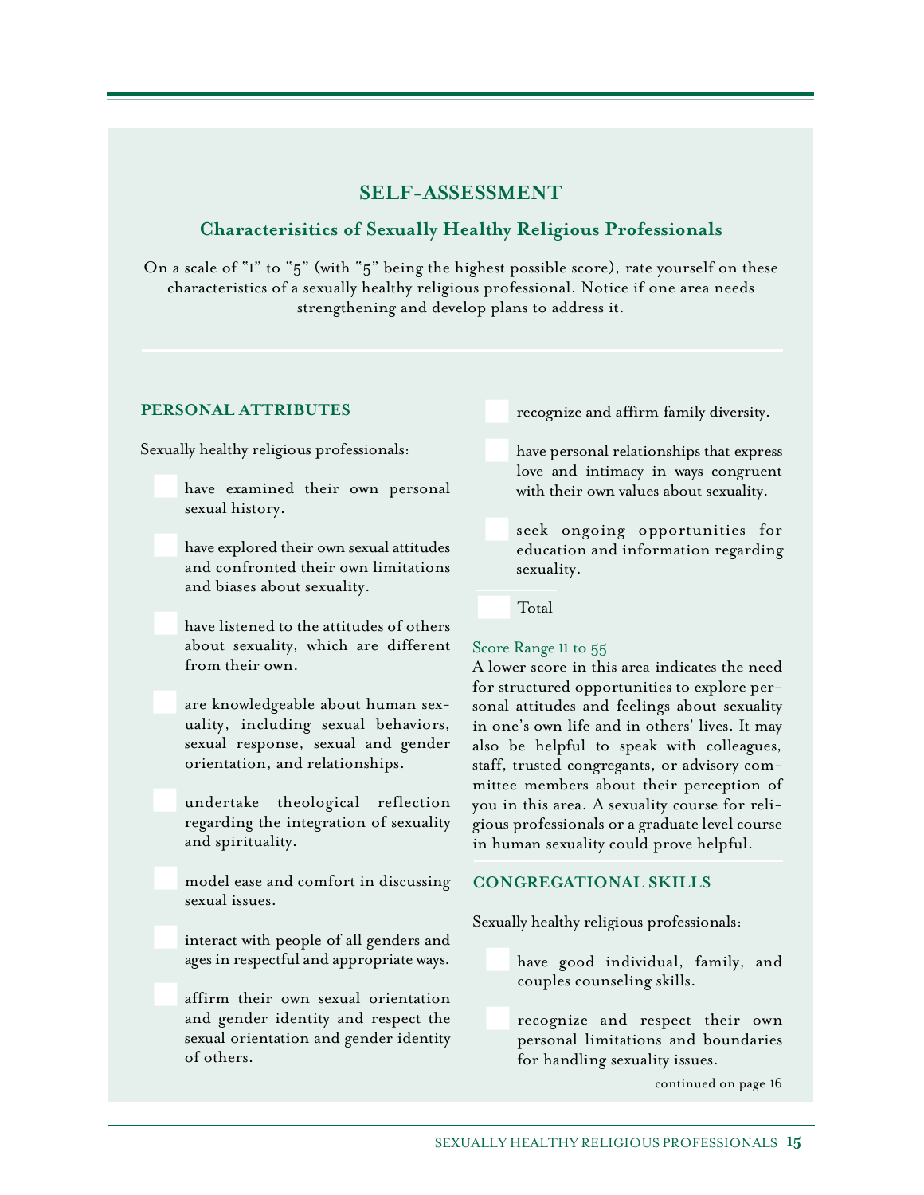## SELF-ASSESSMENT

### Characterisitics of Sexually Healthy Religious Professionals

On a scale of "1" to "5" (with "5" being the highest possible score), rate yourself on these characteristics of a sexually healthy religious professional. Notice if one area needs strengthening and develop plans to address it.

---

### PERSONAL ATTRIBUTES

Sexually healthy religious professionals:

- have examined their own personal sexual history.
- have explored their own sexual attitudes and confronted their own limitations and biases about sexuality.
- have listened to the attitudes of others about sexuality, which are different from their own.
- are knowledgeable about human sexuality, including sexual behaviors, sexual response, sexual and gender orientation, and relationships.
- undertake theological reflection regarding the integration of sexuality and spirituality.
- model ease and comfort in discussing sexual issues.
- interact with people of all genders and ages in respectful and appropriate ways.
- affirm their own sexual orientation and gender identity and respect the sexual orientation and gender identity of others.
- recognize and affirm family diversity.
- have personal relationships that express love and intimacy in ways congruent with their own values about sexuality.
- seek ongoing opportunities for education and information regarding sexuality.

Total

Score Range 11 to 55

A lower score in this area indicates the need for structured opportunities to explore personal attitudes and feelings about sexuality in one's own life and in others' lives. It may also be helpful to speak with colleagues, staff, trusted congregants, or advisory committee members about their perception of you in this area. A sexuality course for religious professionals or a graduate level course in human sexuality could prove helpful.

### CONGREGATIONAL SKILLS

Sexually healthy religious professionals:

- have good individual, family, and couples counseling skills.
- recognize and respect their own personal limitations and boundaries for handling sexuality issues.

continued on page 16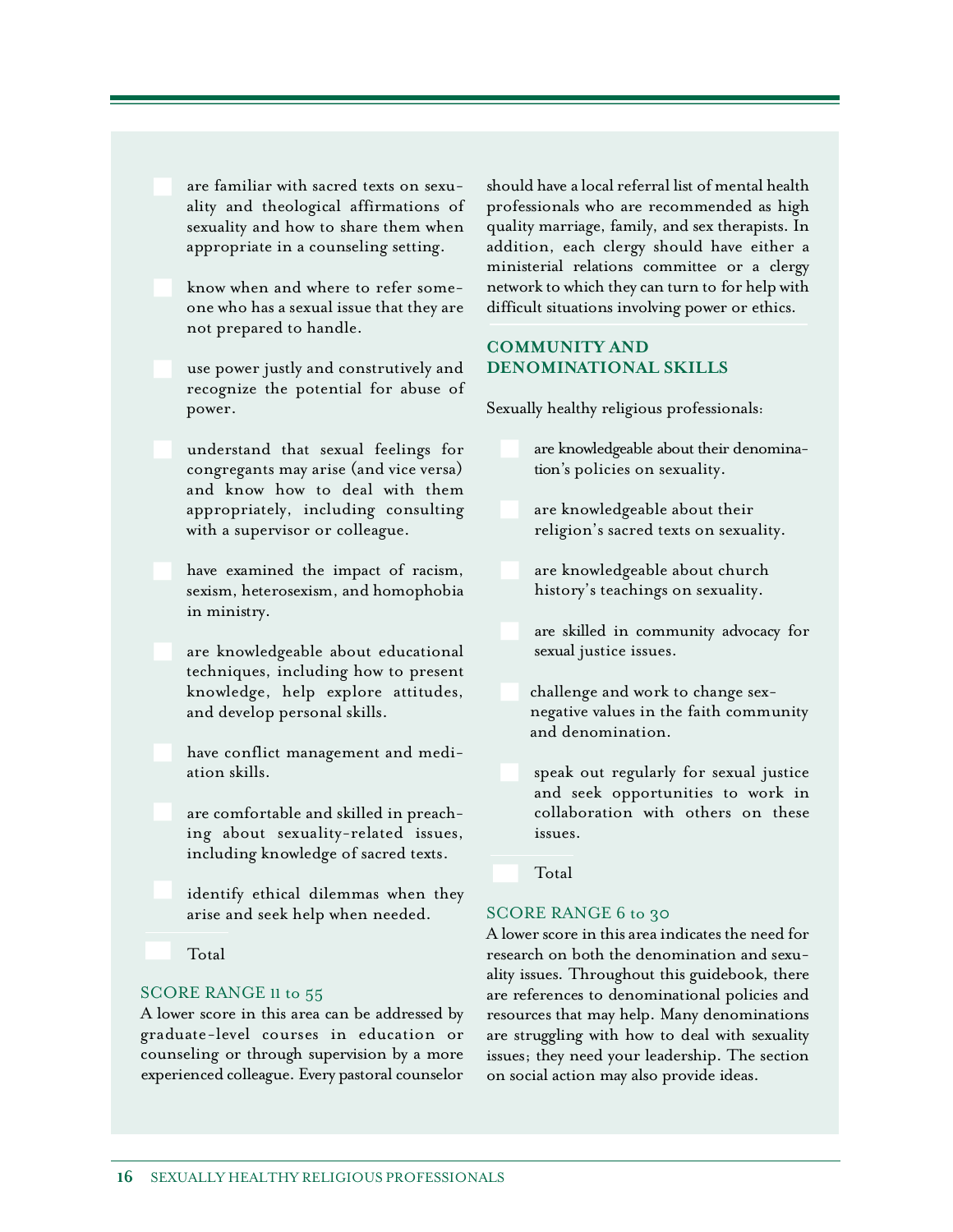- are familiar with sacred texts on sexuality and theological affirmations of sexuality and how to share them when appropriate in a counseling setting.
- know when and where to refer someone who has a sexual issue that they are not prepared to handle.
- use power justly and construtively and recognize the potential for abuse of power.
- understand that sexual feelings for congregants may arise (and vice versa) and know how to deal with them appropriately, including consulting with a supervisor or colleague.
- have examined the impact of racism, sexism, heterosexism, and homophobia in ministry.
- are knowledgeable about educational techniques, including how to present knowledge, help explore attitudes, and develop personal skills.
- have conflict management and mediation skills.
- are comfortable and skilled in preaching about sexuality-related issues, including knowledge of sacred texts.
- identify ethical dilemmas when they arise and seek help when needed.

Total

SCORE RANGE 11 to 55

A lower score in this area can be addressed by graduate-level courses in education or counseling or through supervision by a more experienced colleague. Every pastoral counselor should have a local referral list of mental health professionals who are recommended as high quality marriage, family, and sex therapists. In addition, each clergy should have either a ministerial relations committee or a clergy network to which they can turn to for help with difficult situations involving power or ethics.

## COMMUNITY AND DENOMINATIONAL SKILLS

Sexually healthy religious professionals:

- are knowledgeable about their denomination's policies on sexuality.
- are knowledgeable about their religion's sacred texts on sexuality.
- are knowledgeable about church history's teachings on sexuality.
- are skilled in community advocacy for sexual justice issues.
- challenge and work to change sex-negative values in the faith community and denomination.
- speak out regularly for sexual justice and seek opportunities to work in collaboration with others on these issues.

Total

SCORE RANGE 6 to 30

A lower score in this area indicates the need for research on both the denomination and sexuality issues. Throughout this guidebook, there are references to denominational policies and resources that may help. Many denominations are struggling with how to deal with sexuality issues; they need your leadership. The section on social action may also provide ideas.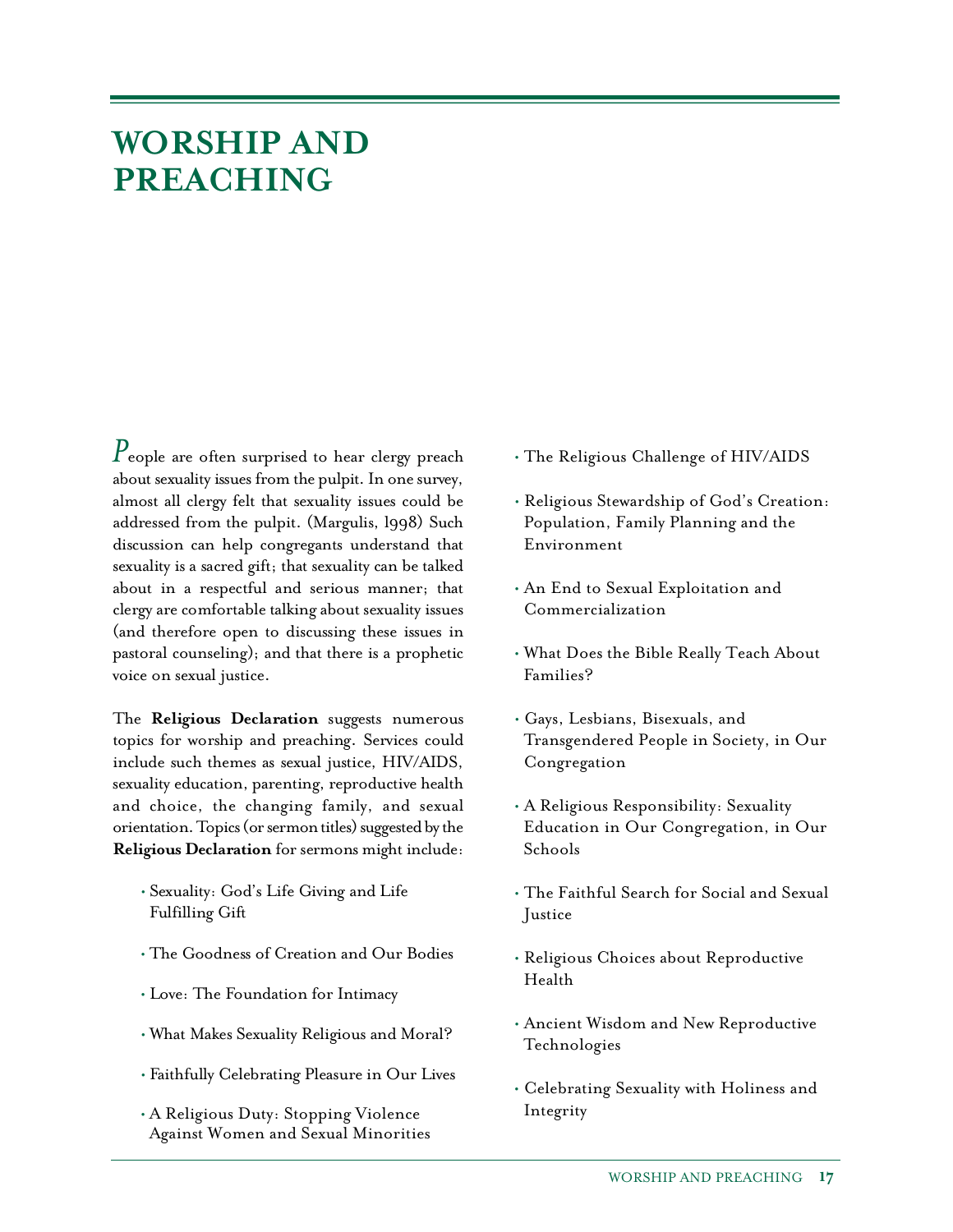# WORSHIP AND PREACHING

People are often surprised to hear clergy preach about sexuality issues from the pulpit. In one survey, almost all clergy felt that sexuality issues could be addressed from the pulpit. (Margulis, 1998) Such discussion can help congregants understand that sexuality is a sacred gift; that sexuality can be talked about in a respectful and serious manner; that clergy are comfortable talking about sexuality issues (and therefore open to discussing these issues in pastoral counseling); and that there is a prophetic voice on sexual justice.

The **Religious Declaration** suggests numerous topics for worship and preaching. Services could include such themes as sexual justice, HIV/AIDS, sexuality education, parenting, reproductive health and choice, the changing family, and sexual orientation. Topics (or sermon titles) suggested by the **Religious Declaration** for sermons might include:

- Sexuality: God's Life Giving and Life Fulfilling Gift
- The Goodness of Creation and Our Bodies
- Love: The Foundation for Intimacy
- What Makes Sexuality Religious and Moral?
- Faithfully Celebrating Pleasure in Our Lives
- A Religious Duty: Stopping Violence Against Women and Sexual Minorities
- The Religious Challenge of HIV/AIDS
- Religious Stewardship of God's Creation: Population, Family Planning and the Environment
- An End to Sexual Exploitation and Commercialization
- What Does the Bible Really Teach About Families?
- Gays, Lesbians, Bisexuals, and Transgendered People in Society, in Our Congregation
- A Religious Responsibility: Sexuality Education in Our Congregation, in Our Schools
- The Faithful Search for Social and Sexual Justice
- Religious Choices about Reproductive Health
- Ancient Wisdom and New Reproductive Technologies
- Celebrating Sexuality with Holiness and Integrity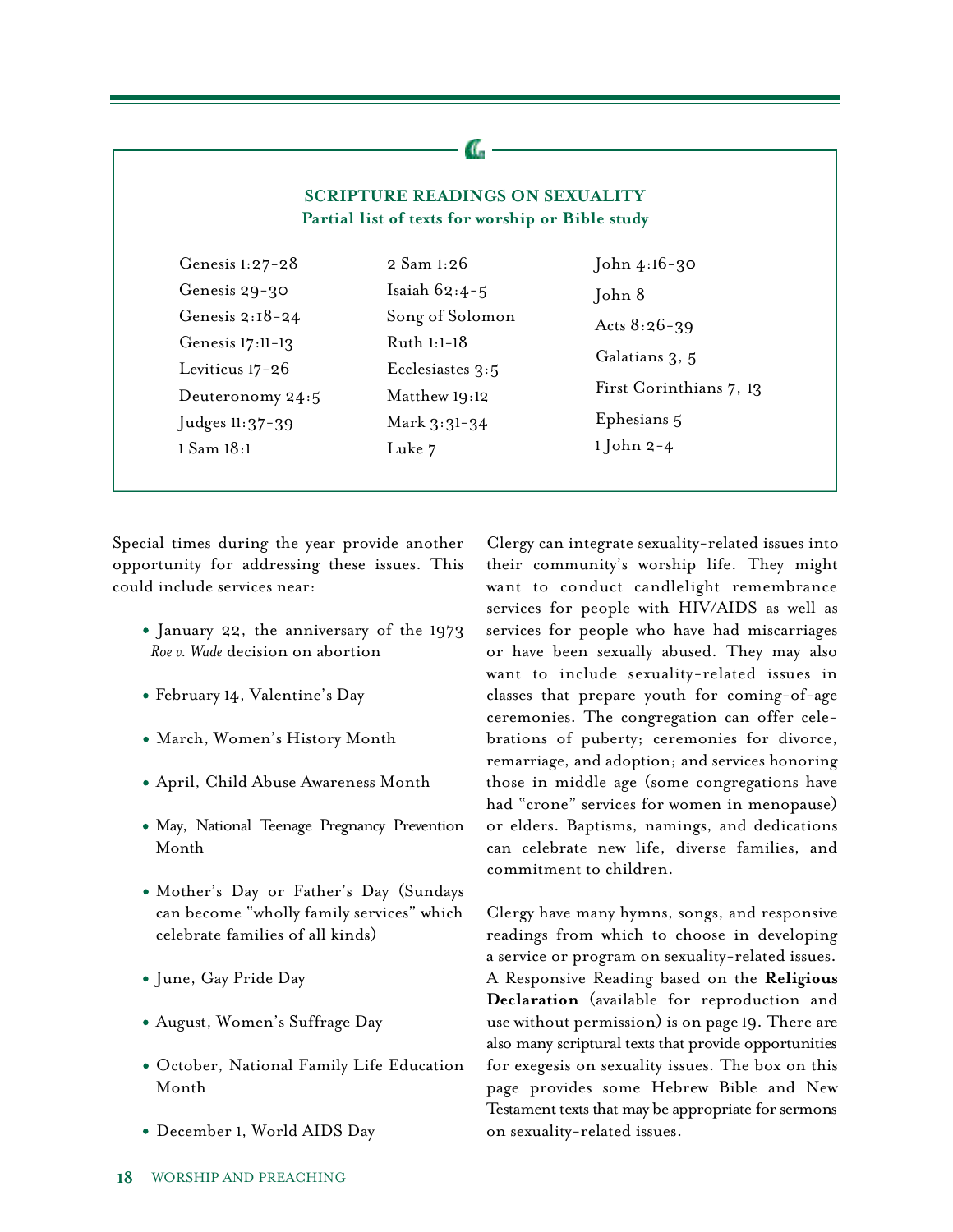## SCRIPTURE READINGS ON SEXUALITY

**Partial list of texts for worship or Bible study**

- Genesis 1:27-28
- Genesis 29-30
- Genesis 2:18-24
- Genesis 17:11-13
- Leviticus 17-26
- Deuteronomy 24:5
- Judges 11:37-39
- 1 Sam 18:1
- 2 Sam 1:26
- Isaiah 62:4-5
- Song of Solomon
- Ruth 1:1-18
- Ecclesiastes 3:5
- Matthew 19:12
- Mark 3:31-34
- Luke 7
- John 4:16-30
- John 8
- Acts 8:26-39
- Galatians 3, 5
- First Corinthians 7, 13
- Ephesians 5
- 1 John 2-4

Special times during the year provide another opportunity for addressing these issues. This could include services near:

- January 22, the anniversary of the 1973 *Roe v. Wade* decision on abortion
- February 14, Valentine's Day
- March, Women's History Month
- April, Child Abuse Awareness Month
- May, National Teenage Pregnancy Prevention Month
- Mother's Day or Father's Day (Sundays can become "wholly family services" which celebrate families of all kinds)
- June, Gay Pride Day
- August, Women's Suffrage Day
- October, National Family Life Education Month
- December 1, World AIDS Day

Clergy can integrate sexuality-related issues into their community's worship life. They might want to conduct candlelight remembrance services for people with HIV/AIDS as well as services for people who have had miscarriages or have been sexually abused. They may also want to include sexuality-related issues in classes that prepare youth for coming-of-age ceremonies. The congregation can offer celebrations of puberty; ceremonies for divorce, remarriage, and adoption; and services honoring those in middle age (some congregations have had "crone" services for women in menopause) or elders. Baptisms, namings, and dedications can celebrate new life, diverse families, and commitment to children.

Clergy have many hymns, songs, and responsive readings from which to choose in developing a service or program on sexuality-related issues. A Responsive Reading based on the **Religious Declaration** (available for reproduction and use without permission) is on page 19. There are also many scriptural texts that provide opportunities for exegesis on sexuality issues. The box on this page provides some Hebrew Bible and New Testament texts that may be appropriate for sermons on sexuality-related issues.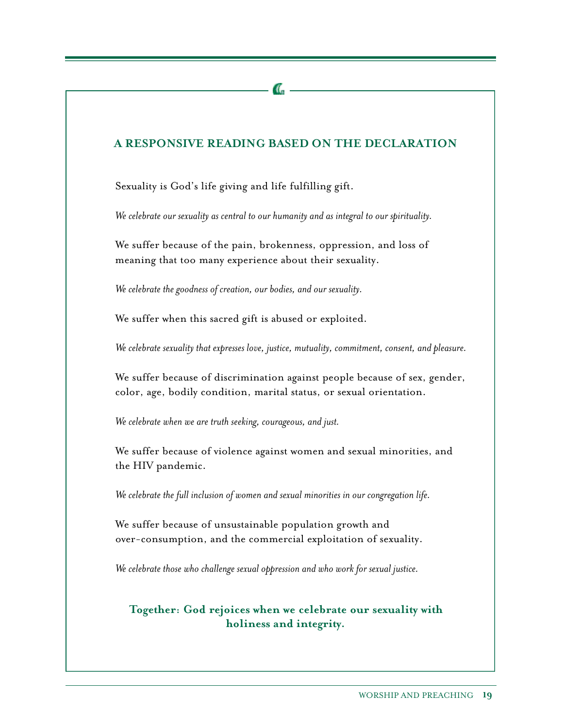## A RESPONSIVE READING BASED ON THE DECLARATION

Sexuality is God's life giving and life fulfilling gift.

*We celebrate our sexuality as central to our humanity and as integral to our spirituality.*

We suffer because of the pain, brokenness, oppression, and loss of meaning that too many experience about their sexuality.

*We celebrate the goodness of creation, our bodies, and our sexuality.*

We suffer when this sacred gift is abused or exploited.

*We celebrate sexuality that expresses love, justice, mutuality, commitment, consent, and pleasure.*

We suffer because of discrimination against people because of sex, gender, color, age, bodily condition, marital status, or sexual orientation.

*We celebrate when we are truth seeking, courageous, and just.*

We suffer because of violence against women and sexual minorities, and the HIV pandemic.

*We celebrate the full inclusion of women and sexual minorities in our congregation life.*

We suffer because of unsustainable population growth and over-consumption, and the commercial exploitation of sexuality.

*We celebrate those who challenge sexual oppression and who work for sexual justice.*

**Together: God rejoices when we celebrate our sexuality with holiness and integrity.**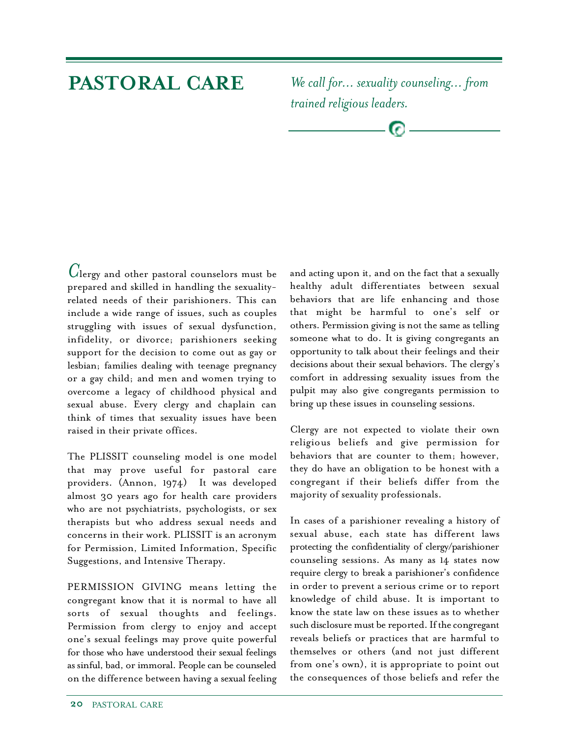# PASTORAL CARE

*We call for… sexuality counseling… from trained religious leaders.*

Clergy and other pastoral counselors must be prepared and skilled in handling the sexuality-related needs of their parishioners. This can include a wide range of issues, such as couples struggling with issues of sexual dysfunction, infidelity, or divorce; parishioners seeking support for the decision to come out as gay or lesbian; families dealing with teenage pregnancy or a gay child; and men and women trying to overcome a legacy of childhood physical and sexual abuse. Every clergy and chaplain can think of times that sexuality issues have been raised in their private offices.

The PLISSIT counseling model is one model that may prove useful for pastoral care providers. (Annon, 1974) It was developed almost 30 years ago for health care providers who are not psychiatrists, psychologists, or sex therapists but who address sexual needs and concerns in their work. PLISSIT is an acronym for Permission, Limited Information, Specific Suggestions, and Intensive Therapy.

PERMISSION GIVING means letting the congregant know that it is normal to have all sorts of sexual thoughts and feelings. Permission from clergy to enjoy and accept one's sexual feelings may prove quite powerful for those who have understood their sexual feelings as sinful, bad, or immoral. People can be counseled on the difference between having a sexual feeling and acting upon it, and on the fact that a sexually healthy adult differentiates between sexual behaviors that are life enhancing and those that might be harmful to one's self or others. Permission giving is not the same as telling someone what to do. It is giving congregants an opportunity to talk about their feelings and their decisions about their sexual behaviors. The clergy's comfort in addressing sexuality issues from the pulpit may also give congregants permission to bring up these issues in counseling sessions.

Clergy are not expected to violate their own religious beliefs and give permission for behaviors that are counter to them; however, they do have an obligation to be honest with a congregant if their beliefs differ from the majority of sexuality professionals.

In cases of a parishioner revealing a history of sexual abuse, each state has different laws protecting the confidentiality of clergy/parishioner counseling sessions. As many as 14 states now require clergy to break a parishioner's confidence in order to prevent a serious crime or to report knowledge of child abuse. It is important to know the state law on these issues as to whether such disclosure must be reported. If the congregant reveals beliefs or practices that are harmful to themselves or others (and not just different from one's own), it is appropriate to point out the consequences of those beliefs and refer the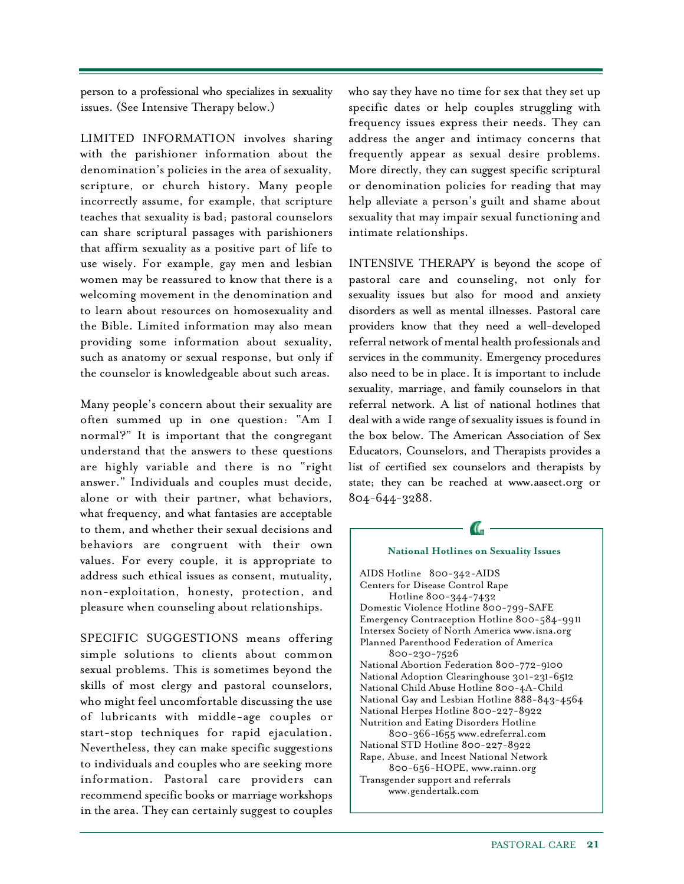person to a professional who specializes in sexuality issues. (See Intensive Therapy below.)

LIMITED INFORMATION involves sharing with the parishioner information about the denomination's policies in the area of sexuality, scripture, or church history. Many people incorrectly assume, for example, that scripture teaches that sexuality is bad; pastoral counselors can share scriptural passages with parishioners that affirm sexuality as a positive part of life to use wisely. For example, gay men and lesbian women may be reassured to know that there is a welcoming movement in the denomination and to learn about resources on homosexuality and the Bible. Limited information may also mean providing some information about sexuality, such as anatomy or sexual response, but only if the counselor is knowledgeable about such areas.

Many people's concern about their sexuality are often summed up in one question: "Am I normal?" It is important that the congregant understand that the answers to these questions are highly variable and there is no "right answer." Individuals and couples must decide, alone or with their partner, what behaviors, what frequency, and what fantasies are acceptable to them, and whether their sexual decisions and behaviors are congruent with their own values. For every couple, it is appropriate to address such ethical issues as consent, mutuality, non-exploitation, honesty, protection, and pleasure when counseling about relationships.

SPECIFIC SUGGESTIONS means offering simple solutions to clients about common sexual problems. This is sometimes beyond the skills of most clergy and pastoral counselors, who might feel uncomfortable discussing the use of lubricants with middle-age couples or start-stop techniques for rapid ejaculation. Nevertheless, they can make specific suggestions to individuals and couples who are seeking more information. Pastoral care providers can recommend specific books or marriage workshops in the area. They can certainly suggest to couples who say they have no time for sex that they set up specific dates or help couples struggling with frequency issues express their needs. They can address the anger and intimacy concerns that frequently appear as sexual desire problems. More directly, they can suggest specific scriptural or denomination policies for reading that may help alleviate a person's guilt and shame about sexuality that may impair sexual functioning and intimate relationships.

INTENSIVE THERAPY is beyond the scope of pastoral care and counseling, not only for sexuality issues but also for mood and anxiety disorders as well as mental illnesses. Pastoral care providers know that they need a well-developed referral network of mental health professionals and services in the community. Emergency procedures also need to be in place. It is important to include sexuality, marriage, and family counselors in that referral network. A list of national hotlines that deal with a wide range of sexuality issues is found in the box below. The American Association of Sex Educators, Counselors, and Therapists provides a list of certified sex counselors and therapists by state; they can be reached at www.aasect.org or 804-644-3288.

**National Hotlines on Sexuality Issues**

AIDS Hotline 800-342-AIDS
Centers for Disease Control Rape Hotline 800-344-7432
Domestic Violence Hotline 800-799-SAFE
Emergency Contraception Hotline 800-584-9911
Intersex Society of North America www.isna.org
Planned Parenthood Federation of America 800-230-7526
National Abortion Federation 800-772-9100
National Adoption Clearinghouse 301-231-6512
National Child Abuse Hotline 800-4A-Child
National Gay and Lesbian Hotline 888-843-4564
National Herpes Hotline 800-227-8922
Nutrition and Eating Disorders Hotline 800-366-1655 www.edreferral.com
National STD Hotline 800-227-8922
Rape, Abuse, and Incest National Network 800-656-HOPE, www.rainn.org
Transgender support and referrals www.gendertalk.com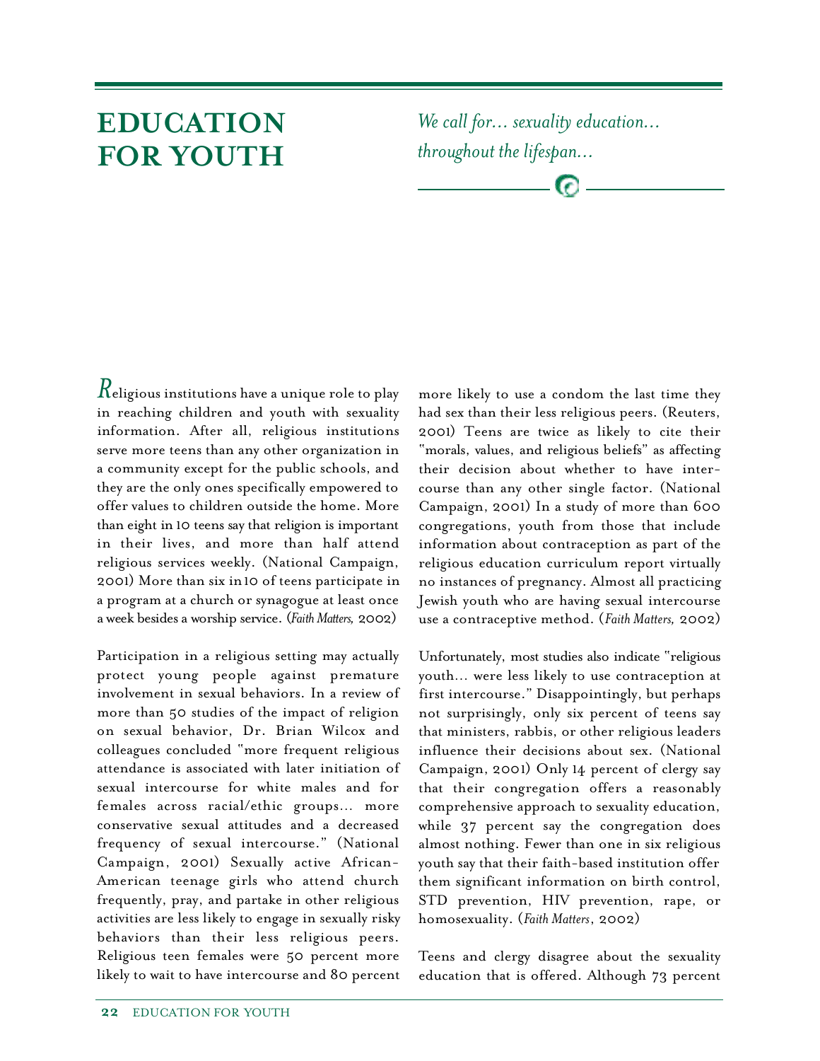# EDUCATION FOR YOUTH

*We call for… sexuality education… throughout the lifespan…*

Religious institutions have a unique role to play in reaching children and youth with sexuality information. After all, religious institutions serve more teens than any other organization in a community except for the public schools, and they are the only ones specifically empowered to offer values to children outside the home. More than eight in 10 teens say that religion is important in their lives, and more than half attend religious services weekly. (National Campaign, 2001) More than six in 10 of teens participate in a program at a church or synagogue at least once a week besides a worship service. (*Faith Matters,* 2002)

Participation in a religious setting may actually protect young people against premature involvement in sexual behaviors. In a review of more than 50 studies of the impact of religion on sexual behavior, Dr. Brian Wilcox and colleagues concluded "more frequent religious attendance is associated with later initiation of sexual intercourse for white males and for females across racial/ethic groups… more conservative sexual attitudes and a decreased frequency of sexual intercourse." (National Campaign, 2001) Sexually active African-American teenage girls who attend church frequently, pray, and partake in other religious activities are less likely to engage in sexually risky behaviors than their less religious peers. Religious teen females were 50 percent more likely to wait to have intercourse and 80 percent more likely to use a condom the last time they had sex than their less religious peers. (Reuters, 2001) Teens are twice as likely to cite their "morals, values, and religious beliefs" as affecting their decision about whether to have intercourse than any other single factor. (National Campaign, 2001) In a study of more than 600 congregations, youth from those that include information about contraception as part of the religious education curriculum report virtually no instances of pregnancy. Almost all practicing Jewish youth who are having sexual intercourse use a contraceptive method. (*Faith Matters,* 2002)

Unfortunately, most studies also indicate "religious youth… were less likely to use contraception at first intercourse." Disappointingly, but perhaps not surprisingly, only six percent of teens say that ministers, rabbis, or other religious leaders influence their decisions about sex. (National Campaign, 2001) Only 14 percent of clergy say that their congregation offers a reasonably comprehensive approach to sexuality education, while 37 percent say the congregation does almost nothing. Fewer than one in six religious youth say that their faith-based institution offer them significant information on birth control, STD prevention, HIV prevention, rape, or homosexuality. (*Faith Matters*, 2002)

Teens and clergy disagree about the sexuality education that is offered. Although 73 percent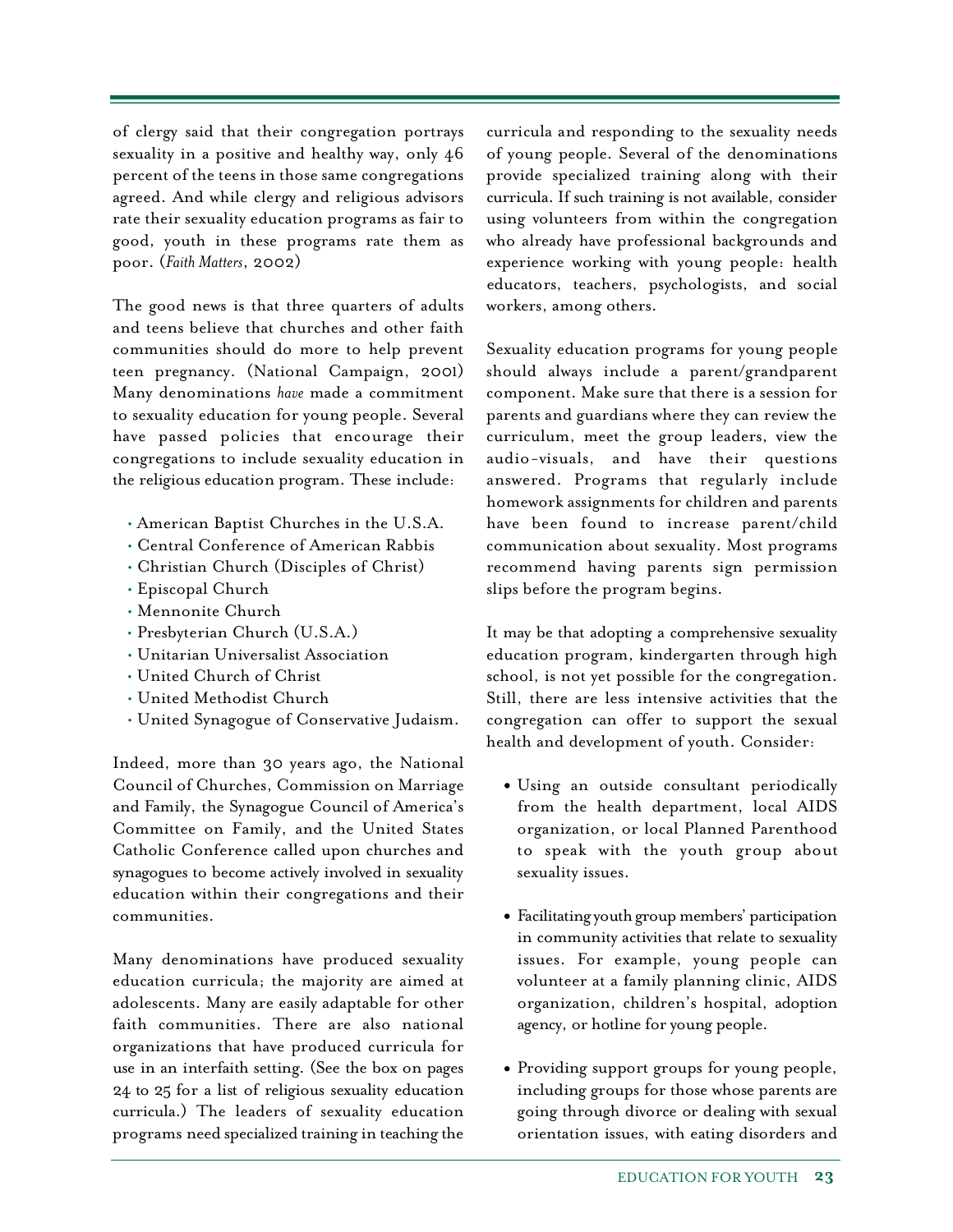of clergy said that their congregation portrays sexuality in a positive and healthy way, only 46 percent of the teens in those same congregations agreed. And while clergy and religious advisors rate their sexuality education programs as fair to good, youth in these programs rate them as poor. (*Faith Matters*, 2002)

The good news is that three quarters of adults and teens believe that churches and other faith communities should do more to help prevent teen pregnancy. (National Campaign, 2001) Many denominations *have* made a commitment to sexuality education for young people. Several have passed policies that encourage their congregations to include sexuality education in the religious education program. These include:

- American Baptist Churches in the U.S.A.
- Central Conference of American Rabbis
- Christian Church (Disciples of Christ)
- Episcopal Church
- Mennonite Church
- Presbyterian Church (U.S.A.)
- Unitarian Universalist Association
- United Church of Christ
- United Methodist Church
- United Synagogue of Conservative Judaism.

Indeed, more than 30 years ago, the National Council of Churches, Commission on Marriage and Family, the Synagogue Council of America's Committee on Family, and the United States Catholic Conference called upon churches and synagogues to become actively involved in sexuality education within their congregations and their communities.

Many denominations have produced sexuality education curricula; the majority are aimed at adolescents. Many are easily adaptable for other faith communities. There are also national organizations that have produced curricula for use in an interfaith setting. (See the box on pages 24 to 25 for a list of religious sexuality education curricula.) The leaders of sexuality education programs need specialized training in teaching the curricula and responding to the sexuality needs of young people. Several of the denominations provide specialized training along with their curricula. If such training is not available, consider using volunteers from within the congregation who already have professional backgrounds and experience working with young people: health educators, teachers, psychologists, and social workers, among others.

Sexuality education programs for young people should always include a parent/grandparent component. Make sure that there is a session for parents and guardians where they can review the curriculum, meet the group leaders, view the audio-visuals, and have their questions answered. Programs that regularly include homework assignments for children and parents have been found to increase parent/child communication about sexuality. Most programs recommend having parents sign permission slips before the program begins.

It may be that adopting a comprehensive sexuality education program, kindergarten through high school, is not yet possible for the congregation. Still, there are less intensive activities that the congregation can offer to support the sexual health and development of youth. Consider:

- Using an outside consultant periodically from the health department, local AIDS organization, or local Planned Parenthood to speak with the youth group about sexuality issues.

- Facilitating youth group members' participation in community activities that relate to sexuality issues. For example, young people can volunteer at a family planning clinic, AIDS organization, children's hospital, adoption agency, or hotline for young people.

- Providing support groups for young people, including groups for those whose parents are going through divorce or dealing with sexual orientation issues, with eating disorders and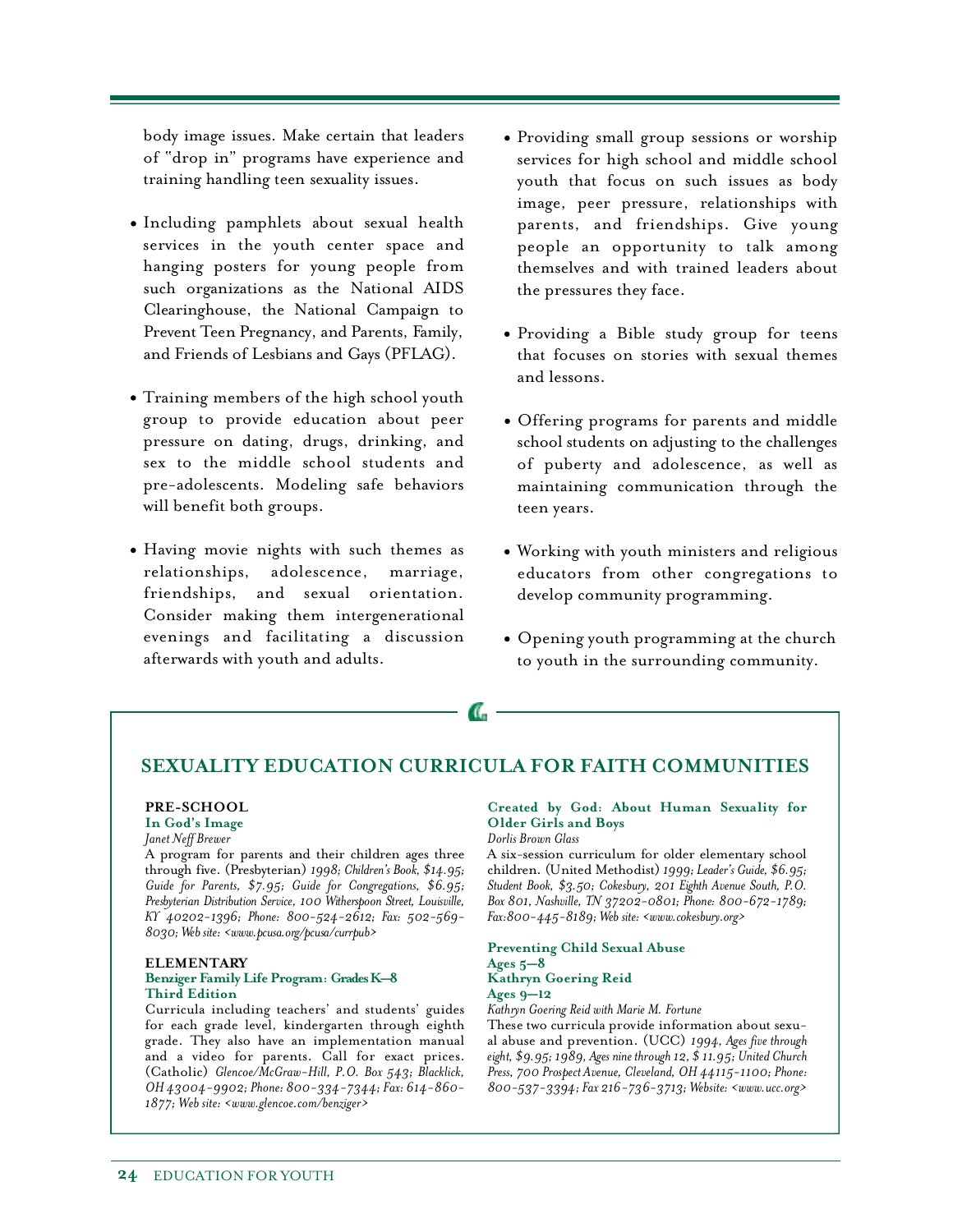body image issues. Make certain that leaders of "drop in" programs have experience and training handling teen sexuality issues.

- Including pamphlets about sexual health services in the youth center space and hanging posters for young people from such organizations as the National AIDS Clearinghouse, the National Campaign to Prevent Teen Pregnancy, and Parents, Family, and Friends of Lesbians and Gays (PFLAG).
- Training members of the high school youth group to provide education about peer pressure on dating, drugs, drinking, and sex to the middle school students and pre-adolescents. Modeling safe behaviors will benefit both groups.
- Having movie nights with such themes as relationships, adolescence, marriage, friendships, and sexual orientation. Consider making them intergenerational evenings and facilitating a discussion afterwards with youth and adults.
- Providing small group sessions or worship services for high school and middle school youth that focus on such issues as body image, peer pressure, relationships with parents, and friendships. Give young people an opportunity to talk among themselves and with trained leaders about the pressures they face.
- Providing a Bible study group for teens that focuses on stories with sexual themes and lessons.
- Offering programs for parents and middle school students on adjusting to the challenges of puberty and adolescence, as well as maintaining communication through the teen years.
- Working with youth ministers and religious educators from other congregations to develop community programming.
- Opening youth programming at the church to youth in the surrounding community.

## SEXUALITY EDUCATION CURRICULA FOR FAITH COMMUNITIES

### PRE-SCHOOL

**In God's Image**
*Janet Neff Brewer*
A program for parents and their children ages three through five. (Presbyterian) *1998; Children's Book, $14.95; Guide for Parents, $7.95; Guide for Congregations, $6.95; Presbyterian Distribution Service, 100 Witherspoon Street, Louisville, KY 40202-1396; Phone: 800-524-2612; Fax: 502-569-8030; Web site: <www.pcusa.org/pcusa/currpub>*

### ELEMENTARY

**Benziger Family Life Program: Grades K–8 Third Edition**
Curricula including teachers' and students' guides for each grade level, kindergarten through eighth grade. They also have an implementation manual and a video for parents. Call for exact prices. (Catholic) *Glencoe/McGraw-Hill, P.O. Box 543; Blacklick, OH 43004-9902; Phone: 800-334-7344; Fax: 614-860-1877; Web site: <www.glencoe.com/benziger>*

**Created by God: About Human Sexuality for Older Girls and Boys**
*Dorlis Brown Glass*
A six-session curriculum for older elementary school children. (United Methodist) *1999; Leader's Guide, $6.95; Student Book, $3.50; Cokesbury, 201 Eighth Avenue South, P.O. Box 801, Nashville, TN 37202-0801; Phone: 800-672-1789; Fax:800-445-8189; Web site: <www.cokesbury.org>*

**Preventing Child Sexual Abuse Ages 5–8**
**Kathryn Goering Reid Ages 9–12**
*Kathryn Goering Reid with Marie M. Fortune*
These two curricula provide information about sexual abuse and prevention. (UCC) *1994, Ages five through eight, $9.95; 1989, Ages nine through 12, $ 11.95; United Church Press, 700 Prospect Avenue, Cleveland, OH 44115-1100; Phone: 800-537-3394; Fax 216-736-3713; Website: <www.ucc.org>*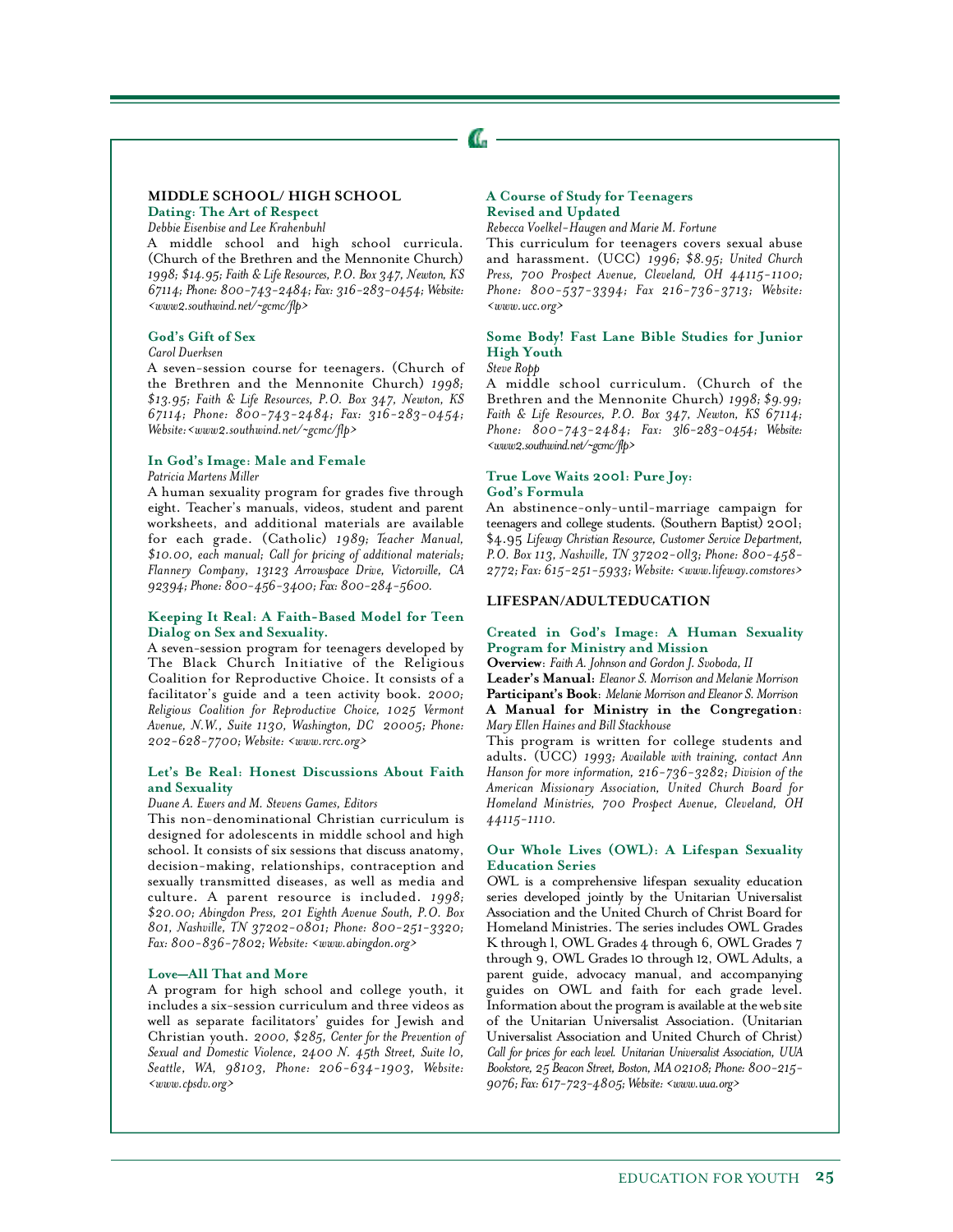## MIDDLE SCHOOL/ HIGH SCHOOL

### Dating: The Art of Respect

*Debbie Eisenbise and Lee Krahenbuhl*

A middle school and high school curricula. (Church of the Brethren and the Mennonite Church) *1998; $14.95; Faith & Life Resources, P.O. Box 347, Newton, KS 67114; Phone: 800-743-2484; Fax: 316-283-0454; Website: <www2.southwind.net/~gcmc/flp>*

### God's Gift of Sex

*Carol Duerksen*

A seven-session course for teenagers. (Church of the Brethren and the Mennonite Church) *1998; $13.95; Faith & Life Resources, P.O. Box 347, Newton, KS 67114; Phone: 800-743-2484; Fax: 316-283-0454; Website:<www2.southwind.net/~gcmc/flp>*

### In God's Image: Male and Female

*Patricia Martens Miller*

A human sexuality program for grades five through eight. Teacher's manuals, videos, student and parent worksheets, and additional materials are available for each grade. (Catholic) *1989; Teacher Manual, $10.00, each manual; Call for pricing of additional materials; Flannery Company, 13123 Arrowspace Drive, Victorville, CA 92394; Phone: 800-456-3400; Fax: 800-284-5600.*

### Keeping It Real: A Faith-Based Model for Teen Dialog on Sex and Sexuality.

A seven-session program for teenagers developed by The Black Church Initiative of the Religious Coalition for Reproductive Choice. It consists of a facilitator's guide and a teen activity book. *2000; Religious Coalition for Reproductive Choice, 1025 Vermont Avenue, N.W., Suite 1130, Washington, DC 20005; Phone: 202-628-7700; Website: <www.rcrc.org>*

### Let's Be Real: Honest Discussions About Faith and Sexuality

*Duane A. Ewers and M. Stevens Games, Editors*

This non-denominational Christian curriculum is designed for adolescents in middle school and high school. It consists of six sessions that discuss anatomy, decision-making, relationships, contraception and sexually transmitted diseases, as well as media and culture. A parent resource is included. *1998; $20.00; Abingdon Press, 201 Eighth Avenue South, P.O. Box 801, Nashville, TN 37202-0801; Phone: 800-251-3320; Fax: 800-836-7802; Website: <www.abingdon.org>*

### Love—All That and More

A program for high school and college youth, it includes a six-session curriculum and three videos as well as separate facilitators' guides for Jewish and Christian youth. *2000, $285, Center for the Prevention of Sexual and Domestic Violence, 2400 N. 45th Street, Suite 10, Seattle, WA, 98103, Phone: 206-634-1903, Website: <www.cpsdv.org>*

### A Course of Study for Teenagers Revised and Updated

*Rebecca Voelkel-Haugen and Marie M. Fortune*

This curriculum for teenagers covers sexual abuse and harassment. (UCC) *1996; $8.95; United Church Press, 700 Prospect Avenue, Cleveland, OH 44115-1100; Phone: 800-537-3394; Fax 216-736-3713; Website: <www.ucc.org>*

### Some Body! Fast Lane Bible Studies for Junior High Youth

*Steve Ropp*

A middle school curriculum. (Church of the Brethren and the Mennonite Church) *1998; $9.99; Faith & Life Resources, P.O. Box 347, Newton, KS 67114; Phone: 800-743-2484; Fax: 316-283-0454; Website: <www2.southwind.net/~gcmc/flp>*

### True Love Waits 2001: Pure Joy: God's Formula

An abstinence-only-until-marriage campaign for teenagers and college students. (Southern Baptist) 2001; $4.95 *Lifeway Christian Resource, Customer Service Department, P.O. Box 113, Nashville, TN 37202-0113; Phone: 800-458-2772; Fax: 615-251-5933; Website: <www.lifeway.comstores>*

## LIFESPAN/ADULTEDUCATION

### Created in God's Image: A Human Sexuality Program for Ministry and Mission

**Overview**: *Faith A. Johnson and Gordon J. Svoboda, II*
**Leader's Manual:** *Eleanor S. Morrison and Melanie Morrison*
**Participant's Book**: *Melanie Morrison and Eleanor S. Morrison*
**A Manual for Ministry in the Congregation**: *Mary Ellen Haines and Bill Stackhouse*

This program is written for college students and adults. (UCC) *1993; Available with training, contact Ann Hanson for more information, 216-736-3282; Division of the American Missionary Association, United Church Board for Homeland Ministries, 700 Prospect Avenue, Cleveland, OH 44115-1110.*

### Our Whole Lives (OWL): A Lifespan Sexuality Education Series

OWL is a comprehensive lifespan sexuality education series developed jointly by the Unitarian Universalist Association and the United Church of Christ Board for Homeland Ministries. The series includes OWL Grades K through 1, OWL Grades 4 through 6, OWL Grades 7 through 9, OWL Grades 10 through 12, OWL Adults, a parent guide, advocacy manual, and accompanying guides on OWL and faith for each grade level. Information about the program is available at the web site of the Unitarian Universalist Association. (Unitarian Universalist Association and United Church of Christ) *Call for prices for each level. Unitarian Universalist Association, UUA Bookstore, 25 Beacon Street, Boston, MA 02108; Phone: 800-215-9076; Fax: 617-723-4805; Website: <www.uua.org>*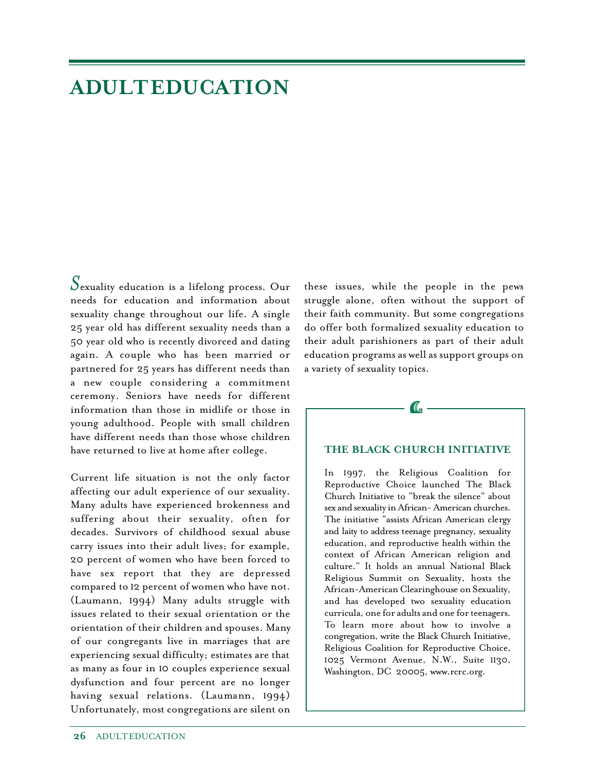# ADULT EDUCATION

Sexuality education is a lifelong process. Our needs for education and information about sexuality change throughout our life. A single 25 year old has different sexuality needs than a 50 year old who is recently divorced and dating again. A couple who has been married or partnered for 25 years has different needs than a new couple considering a commitment ceremony. Seniors have needs for different information than those in midlife or those in young adulthood. People with small children have different needs than those whose children have returned to live at home after college.

Current life situation is not the only factor affecting our adult experience of our sexuality. Many adults have experienced brokenness and suffering about their sexuality, often for decades. Survivors of childhood sexual abuse carry issues into their adult lives; for example, 20 percent of women who have been forced to have sex report that they are depressed compared to 12 percent of women who have not. (Laumann, 1994) Many adults struggle with issues related to their sexual orientation or the orientation of their children and spouses. Many of our congregants live in marriages that are experiencing sexual difficulty; estimates are that as many as four in 10 couples experience sexual dysfunction and four percent are no longer having sexual relations. (Laumann, 1994) Unfortunately, most congregations are silent on these issues, while the people in the pews struggle alone, often without the support of their faith community. But some congregations do offer both formalized sexuality education to their adult parishioners as part of their adult education programs as well as support groups on a variety of sexuality topics.

### THE BLACK CHURCH INITIATIVE

In 1997, the Religious Coalition for Reproductive Choice launched The Black Church Initiative to "break the silence" about sex and sexuality in African- American churches. The initiative "assists African American clergy and laity to address teenage pregnancy, sexuality education, and reproductive health within the context of African American religion and culture." It holds an annual National Black Religious Summit on Sexuality, hosts the African-American Clearinghouse on Sexuality, and has developed two sexuality education curricula, one for adults and one for teenagers. To learn more about how to involve a congregation, write the Black Church Initiative, Religious Coalition for Reproductive Choice, 1025 Vermont Avenue, N.W., Suite 1130, Washington, DC 20005, www.rcrc.org.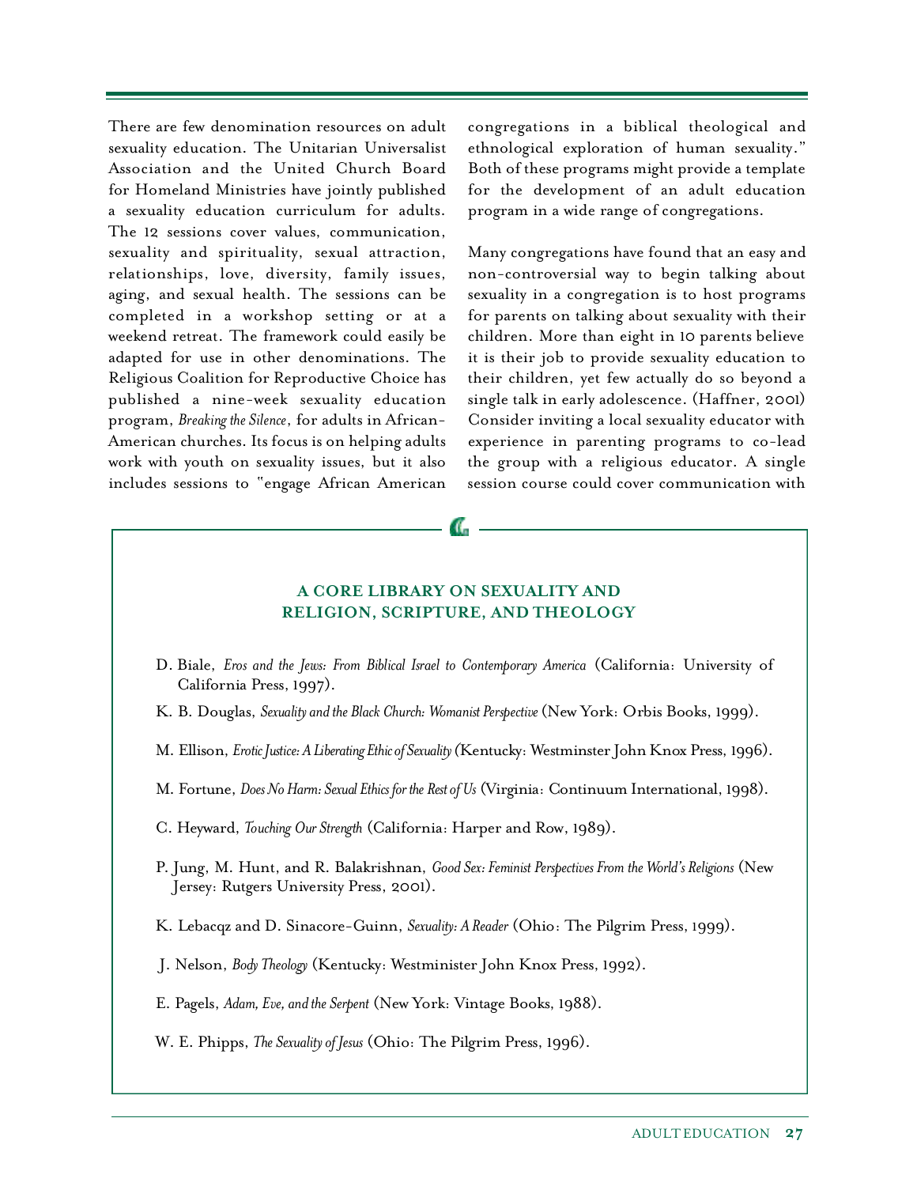There are few denomination resources on adult sexuality education. The Unitarian Universalist Association and the United Church Board for Homeland Ministries have jointly published a sexuality education curriculum for adults. The 12 sessions cover values, communication, sexuality and spirituality, sexual attraction, relationships, love, diversity, family issues, aging, and sexual health. The sessions can be completed in a workshop setting or at a weekend retreat. The framework could easily be adapted for use in other denominations. The Religious Coalition for Reproductive Choice has published a nine-week sexuality education program, *Breaking the Silence*, for adults in African-American churches. Its focus is on helping adults work with youth on sexuality issues, but it also includes sessions to "engage African American congregations in a biblical theological and ethnological exploration of human sexuality." Both of these programs might provide a template for the development of an adult education program in a wide range of congregations.

Many congregations have found that an easy and non-controversial way to begin talking about sexuality in a congregation is to host programs for parents on talking about sexuality with their children. More than eight in 10 parents believe it is their job to provide sexuality education to their children, yet few actually do so beyond a single talk in early adolescence. (Haffner, 2001) Consider inviting a local sexuality educator with experience in parenting programs to co-lead the group with a religious educator. A single session course could cover communication with

### A CORE LIBRARY ON SEXUALITY AND RELIGION, SCRIPTURE, AND THEOLOGY

- D. Biale, *Eros and the Jews: From Biblical Israel to Contemporary America* (California: University of California Press, 1997).
- K. B. Douglas, *Sexuality and the Black Church: Womanist Perspective* (New York: Orbis Books, 1999).
- M. Ellison, *Erotic Justice: A Liberating Ethic of Sexuality* (Kentucky: Westminster John Knox Press, 1996).
- M. Fortune, *Does No Harm: Sexual Ethics for the Rest of Us* (Virginia: Continuum International, 1998).
- C. Heyward, *Touching Our Strength* (California: Harper and Row, 1989).
- P. Jung, M. Hunt, and R. Balakrishnan, *Good Sex: Feminist Perspectives From the World's Religions* (New Jersey: Rutgers University Press, 2001).
- K. Lebacqz and D. Sinacore-Guinn, *Sexuality: A Reader* (Ohio: The Pilgrim Press, 1999).
- J. Nelson, *Body Theology* (Kentucky: Westminister John Knox Press, 1992).
- E. Pagels, *Adam, Eve, and the Serpent* (New York: Vintage Books, 1988).
- W. E. Phipps, *The Sexuality of Jesus* (Ohio: The Pilgrim Press, 1996).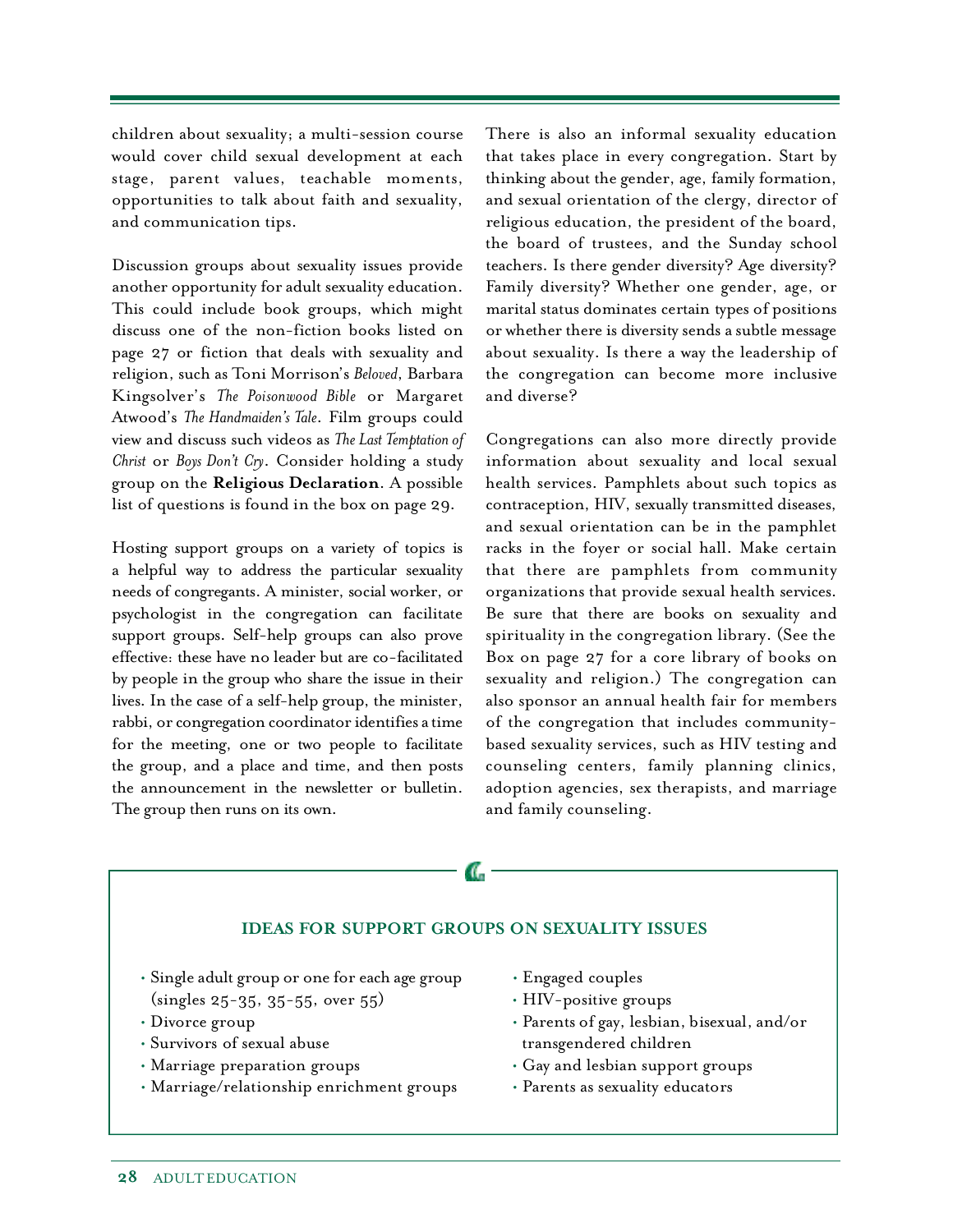children about sexuality; a multi-session course would cover child sexual development at each stage, parent values, teachable moments, opportunities to talk about faith and sexuality, and communication tips.

Discussion groups about sexuality issues provide another opportunity for adult sexuality education. This could include book groups, which might discuss one of the non-fiction books listed on page 27 or fiction that deals with sexuality and religion, such as Toni Morrison's *Beloved*, Barbara Kingsolver's *The Poisonwood Bible* or Margaret Atwood's *The Handmaiden's Tale*. Film groups could view and discuss such videos as *The Last Temptation of Christ* or *Boys Don't Cry*. Consider holding a study group on the **Religious Declaration**. A possible list of questions is found in the box on page 29.

Hosting support groups on a variety of topics is a helpful way to address the particular sexuality needs of congregants. A minister, social worker, or psychologist in the congregation can facilitate support groups. Self-help groups can also prove effective: these have no leader but are co-facilitated by people in the group who share the issue in their lives. In the case of a self-help group, the minister, rabbi, or congregation coordinator identifies a time for the meeting, one or two people to facilitate the group, and a place and time, and then posts the announcement in the newsletter or bulletin. The group then runs on its own.

There is also an informal sexuality education that takes place in every congregation. Start by thinking about the gender, age, family formation, and sexual orientation of the clergy, director of religious education, the president of the board, the board of trustees, and the Sunday school teachers. Is there gender diversity? Age diversity? Family diversity? Whether one gender, age, or marital status dominates certain types of positions or whether there is diversity sends a subtle message about sexuality. Is there a way the leadership of the congregation can become more inclusive and diverse?

Congregations can also more directly provide information about sexuality and local sexual health services. Pamphlets about such topics as contraception, HIV, sexually transmitted diseases, and sexual orientation can be in the pamphlet racks in the foyer or social hall. Make certain that there are pamphlets from community organizations that provide sexual health services. Be sure that there are books on sexuality and spirituality in the congregation library. (See the Box on page 27 for a core library of books on sexuality and religion.) The congregation can also sponsor an annual health fair for members of the congregation that includes community-based sexuality services, such as HIV testing and counseling centers, family planning clinics, adoption agencies, sex therapists, and marriage and family counseling.

### IDEAS FOR SUPPORT GROUPS ON SEXUALITY ISSUES

- Single adult group or one for each age group (singles 25-35, 35-55, over 55)
- Divorce group
- Survivors of sexual abuse
- Marriage preparation groups
- Marriage/relationship enrichment groups
- Engaged couples
- HIV-positive groups
- Parents of gay, lesbian, bisexual, and/or transgendered children
- Gay and lesbian support groups
- Parents as sexuality educators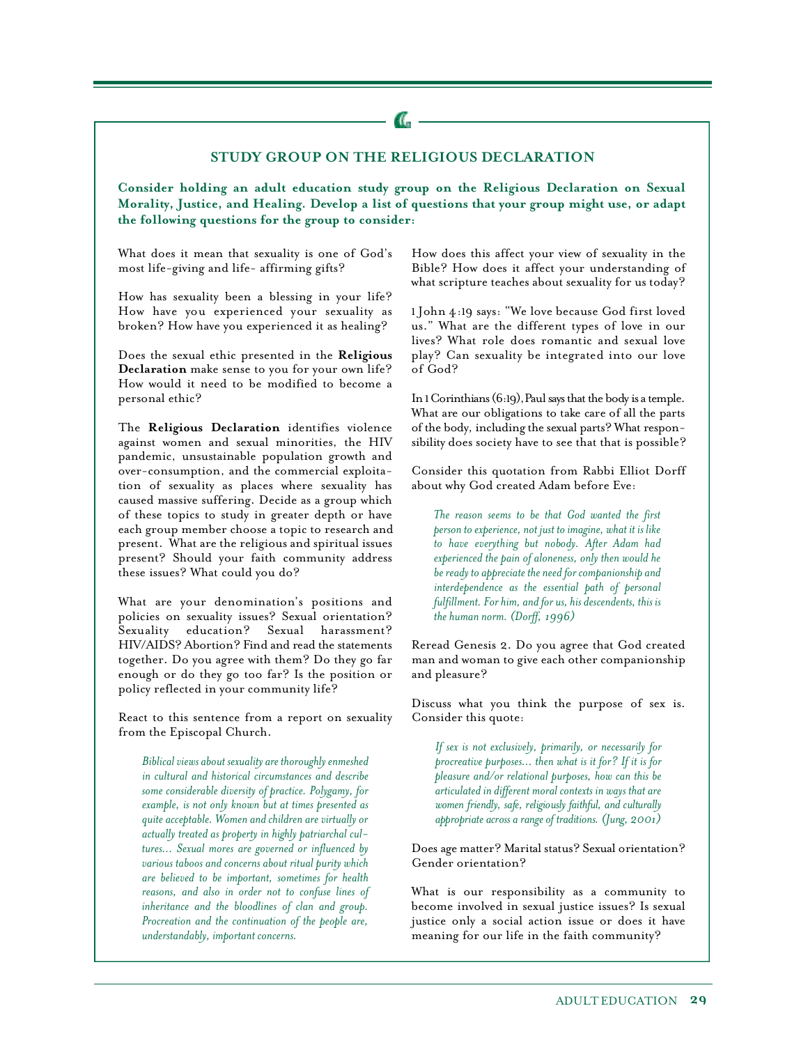## STUDY GROUP ON THE RELIGIOUS DECLARATION

**Consider holding an adult education study group on the Religious Declaration on Sexual Morality, Justice, and Healing. Develop a list of questions that your group might use, or adapt the following questions for the group to consider:**

What does it mean that sexuality is one of God's most life-giving and life- affirming gifts?

How has sexuality been a blessing in your life? How have you experienced your sexuality as broken? How have you experienced it as healing?

Does the sexual ethic presented in the **Religious Declaration** make sense to you for your own life? How would it need to be modified to become a personal ethic?

The **Religious Declaration** identifies violence against women and sexual minorities, the HIV pandemic, unsustainable population growth and over-consumption, and the commercial exploitation of sexuality as places where sexuality has caused massive suffering. Decide as a group which of these topics to study in greater depth or have each group member choose a topic to research and present. What are the religious and spiritual issues present? Should your faith community address these issues? What could you do?

What are your denomination's positions and policies on sexuality issues? Sexual orientation? Sexuality education? Sexual harassment? HIV/AIDS? Abortion? Find and read the statements together. Do you agree with them? Do they go far enough or do they go too far? Is the position or policy reflected in your community life?

React to this sentence from a report on sexuality from the Episcopal Church.

> *Biblical views about sexuality are thoroughly enmeshed in cultural and historical circumstances and describe some considerable diversity of practice. Polygamy, for example, is not only known but at times presented as quite acceptable. Women and children are virtually or actually treated as property in highly patriarchal cultures... Sexual mores are governed or influenced by various taboos and concerns about ritual purity which are believed to be important, sometimes for health reasons, and also in order not to confuse lines of inheritance and the bloodlines of clan and group. Procreation and the continuation of the people are, understandably, important concerns.*

How does this affect your view of sexuality in the Bible? How does it affect your understanding of what scripture teaches about sexuality for us today?

1 John 4:19 says: "We love because God first loved us." What are the different types of love in our lives? What role does romantic and sexual love play? Can sexuality be integrated into our love of God?

In 1 Corinthians (6:19), Paul says that the body is a temple. What are our obligations to take care of all the parts of the body, including the sexual parts? What responsibility does society have to see that that is possible?

Consider this quotation from Rabbi Elliot Dorff about why God created Adam before Eve:

> *The reason seems to be that God wanted the first person to experience, not just to imagine, what it is like to have everything but nobody. After Adam had experienced the pain of aloneness, only then would he be ready to appreciate the need for companionship and interdependence as the essential path of personal fulfillment. For him, and for us, his descendents, this is the human norm. (Dorff, 1996)*

Reread Genesis 2. Do you agree that God created man and woman to give each other companionship and pleasure?

Discuss what you think the purpose of sex is. Consider this quote:

> *If sex is not exclusively, primarily, or necessarily for procreative purposes... then what is it for? If it is for pleasure and/or relational purposes, how can this be articulated in different moral contexts in ways that are women friendly, safe, religiously faithful, and culturally appropriate across a range of traditions. (Jung, 2001)*

Does age matter? Marital status? Sexual orientation? Gender orientation?

What is our responsibility as a community to become involved in sexual justice issues? Is sexual justice only a social action issue or does it have meaning for our life in the faith community?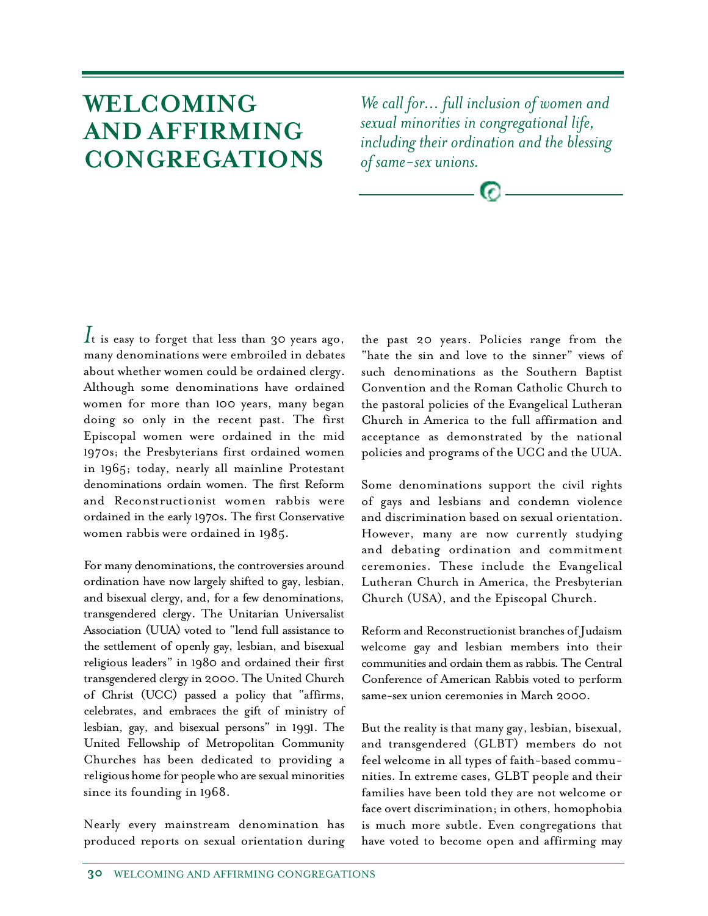# WELCOMING AND AFFIRMING CONGREGATIONS

*We call for… full inclusion of women and sexual minorities in congregational life, including their ordination and the blessing of same-sex unions.*

It is easy to forget that less than 30 years ago, many denominations were embroiled in debates about whether women could be ordained clergy. Although some denominations have ordained women for more than 100 years, many began doing so only in the recent past. The first Episcopal women were ordained in the mid 1970s; the Presbyterians first ordained women in 1965; today, nearly all mainline Protestant denominations ordain women. The first Reform and Reconstructionist women rabbis were ordained in the early 1970s. The first Conservative women rabbis were ordained in 1985.

For many denominations, the controversies around ordination have now largely shifted to gay, lesbian, and bisexual clergy, and, for a few denominations, transgendered clergy. The Unitarian Universalist Association (UUA) voted to "lend full assistance to the settlement of openly gay, lesbian, and bisexual religious leaders" in 1980 and ordained their first transgendered clergy in 2000. The United Church of Christ (UCC) passed a policy that "affirms, celebrates, and embraces the gift of ministry of lesbian, gay, and bisexual persons" in 1991. The United Fellowship of Metropolitan Community Churches has been dedicated to providing a religious home for people who are sexual minorities since its founding in 1968.

Nearly every mainstream denomination has produced reports on sexual orientation during the past 20 years. Policies range from the "hate the sin and love to the sinner" views of such denominations as the Southern Baptist Convention and the Roman Catholic Church to the pastoral policies of the Evangelical Lutheran Church in America to the full affirmation and acceptance as demonstrated by the national policies and programs of the UCC and the UUA.

Some denominations support the civil rights of gays and lesbians and condemn violence and discrimination based on sexual orientation. However, many are now currently studying and debating ordination and commitment ceremonies. These include the Evangelical Lutheran Church in America, the Presbyterian Church (USA), and the Episcopal Church.

Reform and Reconstructionist branches of Judaism welcome gay and lesbian members into their communities and ordain them as rabbis. The Central Conference of American Rabbis voted to perform same-sex union ceremonies in March 2000.

But the reality is that many gay, lesbian, bisexual, and transgendered (GLBT) members do not feel welcome in all types of faith-based communities. In extreme cases, GLBT people and their families have been told they are not welcome or face overt discrimination; in others, homophobia is much more subtle. Even congregations that have voted to become open and affirming may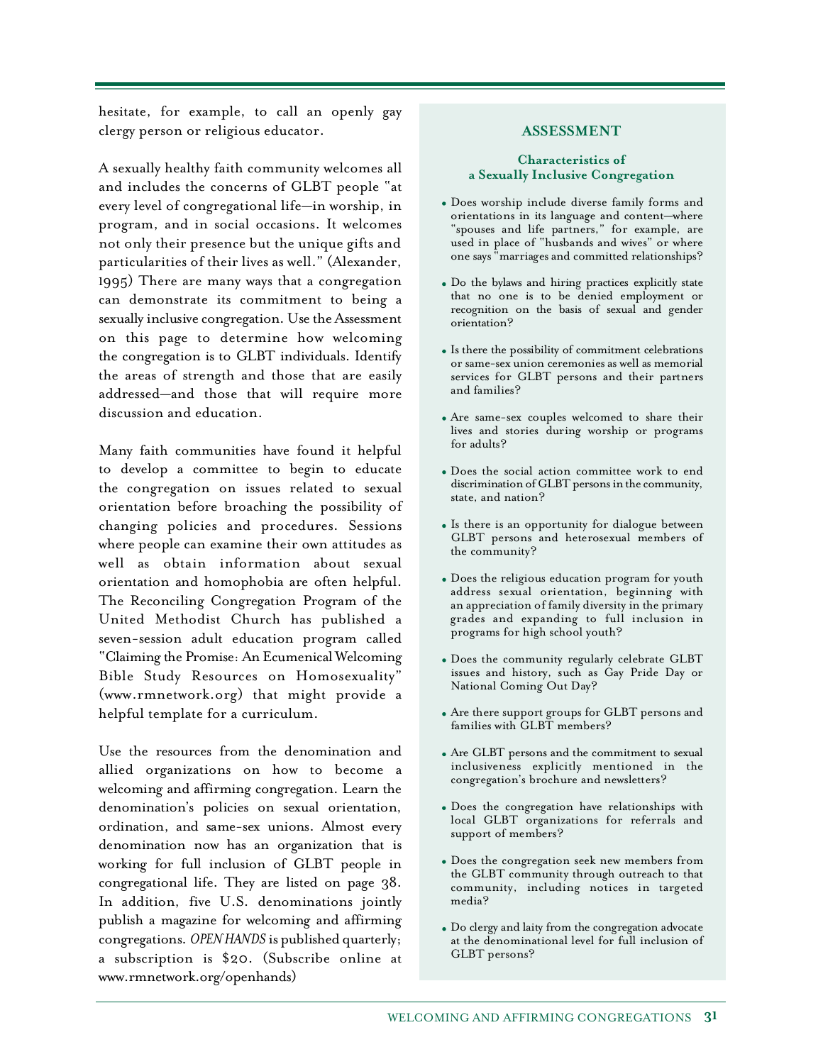hesitate, for example, to call an openly gay clergy person or religious educator.

A sexually healthy faith community welcomes all and includes the concerns of GLBT people "at every level of congregational life—in worship, in program, and in social occasions. It welcomes not only their presence but the unique gifts and particularities of their lives as well." (Alexander, 1995) There are many ways that a congregation can demonstrate its commitment to being a sexually inclusive congregation. Use the Assessment on this page to determine how welcoming the congregation is to GLBT individuals. Identify the areas of strength and those that are easily addressed—and those that will require more discussion and education.

Many faith communities have found it helpful to develop a committee to begin to educate the congregation on issues related to sexual orientation before broaching the possibility of changing policies and procedures. Sessions where people can examine their own attitudes as well as obtain information about sexual orientation and homophobia are often helpful. The Reconciling Congregation Program of the United Methodist Church has published a seven-session adult education program called "Claiming the Promise: An Ecumenical Welcoming Bible Study Resources on Homosexuality" (www.rmnetwork.org) that might provide a helpful template for a curriculum.

Use the resources from the denomination and allied organizations on how to become a welcoming and affirming congregation. Learn the denomination's policies on sexual orientation, ordination, and same-sex unions. Almost every denomination now has an organization that is working for full inclusion of GLBT people in congregational life. They are listed on page 38. In addition, five U.S. denominations jointly publish a magazine for welcoming and affirming congregations. *OPEN HANDS* is published quarterly; a subscription is $20. (Subscribe online at www.rmnetwork.org/openhands)

## ASSESSMENT

### Characteristics of a Sexually Inclusive Congregation

- Does worship include diverse family forms and orientations in its language and content—where "spouses and life partners," for example, are used in place of "husbands and wives" or where one says "marriages and committed relationships?
- Do the bylaws and hiring practices explicitly state that no one is to be denied employment or recognition on the basis of sexual and gender orientation?
- Is there the possibility of commitment celebrations or same-sex union ceremonies as well as memorial services for GLBT persons and their partners and families?
- Are same-sex couples welcomed to share their lives and stories during worship or programs for adults?
- Does the social action committee work to end discrimination of GLBT persons in the community, state, and nation?
- Is there is an opportunity for dialogue between GLBT persons and heterosexual members of the community?
- Does the religious education program for youth address sexual orientation, beginning with an appreciation of family diversity in the primary grades and expanding to full inclusion in programs for high school youth?
- Does the community regularly celebrate GLBT issues and history, such as Gay Pride Day or National Coming Out Day?
- Are there support groups for GLBT persons and families with GLBT members?
- Are GLBT persons and the commitment to sexual inclusiveness explicitly mentioned in the congregation's brochure and newsletters?
- Does the congregation have relationships with local GLBT organizations for referrals and support of members?
- Does the congregation seek new members from the GLBT community through outreach to that community, including notices in targeted media?
- Do clergy and laity from the congregation advocate at the denominational level for full inclusion of GLBT persons?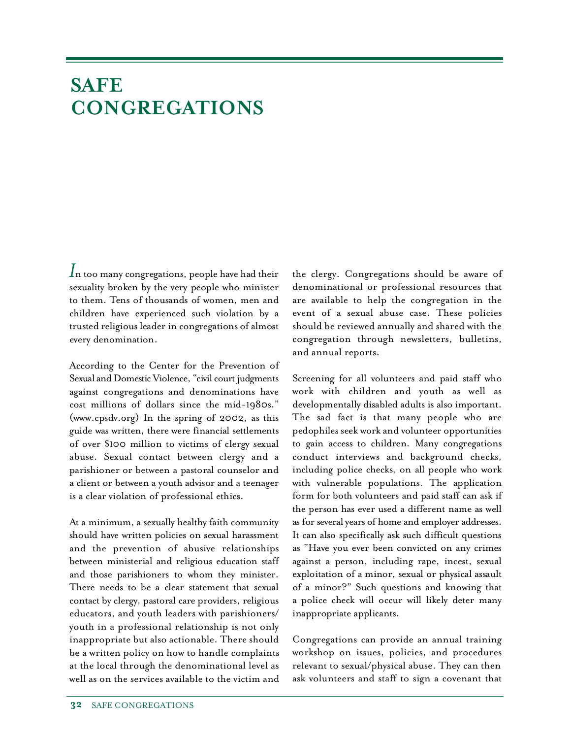# SAFE CONGREGATIONS

In too many congregations, people have had their sexuality broken by the very people who minister to them. Tens of thousands of women, men and children have experienced such violation by a trusted religious leader in congregations of almost every denomination.

According to the Center for the Prevention of Sexual and Domestic Violence, "civil court judgments against congregations and denominations have cost millions of dollars since the mid-1980s." (www.cpsdv.org) In the spring of 2002, as this guide was written, there were financial settlements of over $100 million to victims of clergy sexual abuse. Sexual contact between clergy and a parishioner or between a pastoral counselor and a client or between a youth advisor and a teenager is a clear violation of professional ethics.

At a minimum, a sexually healthy faith community should have written policies on sexual harassment and the prevention of abusive relationships between ministerial and religious education staff and those parishioners to whom they minister. There needs to be a clear statement that sexual contact by clergy, pastoral care providers, religious educators, and youth leaders with parishioners/youth in a professional relationship is not only inappropriate but also actionable. There should be a written policy on how to handle complaints at the local through the denominational level as well as on the services available to the victim and the clergy. Congregations should be aware of denominational or professional resources that are available to help the congregation in the event of a sexual abuse case. These policies should be reviewed annually and shared with the congregation through newsletters, bulletins, and annual reports.

Screening for all volunteers and paid staff who work with children and youth as well as developmentally disabled adults is also important. The sad fact is that many people who are pedophiles seek work and volunteer opportunities to gain access to children. Many congregations conduct interviews and background checks, including police checks, on all people who work with vulnerable populations. The application form for both volunteers and paid staff can ask if the person has ever used a different name as well as for several years of home and employer addresses. It can also specifically ask such difficult questions as "Have you ever been convicted on any crimes against a person, including rape, incest, sexual exploitation of a minor, sexual or physical assault of a minor?" Such questions and knowing that a police check will occur will likely deter many inappropriate applicants.

Congregations can provide an annual training workshop on issues, policies, and procedures relevant to sexual/physical abuse. They can then ask volunteers and staff to sign a covenant that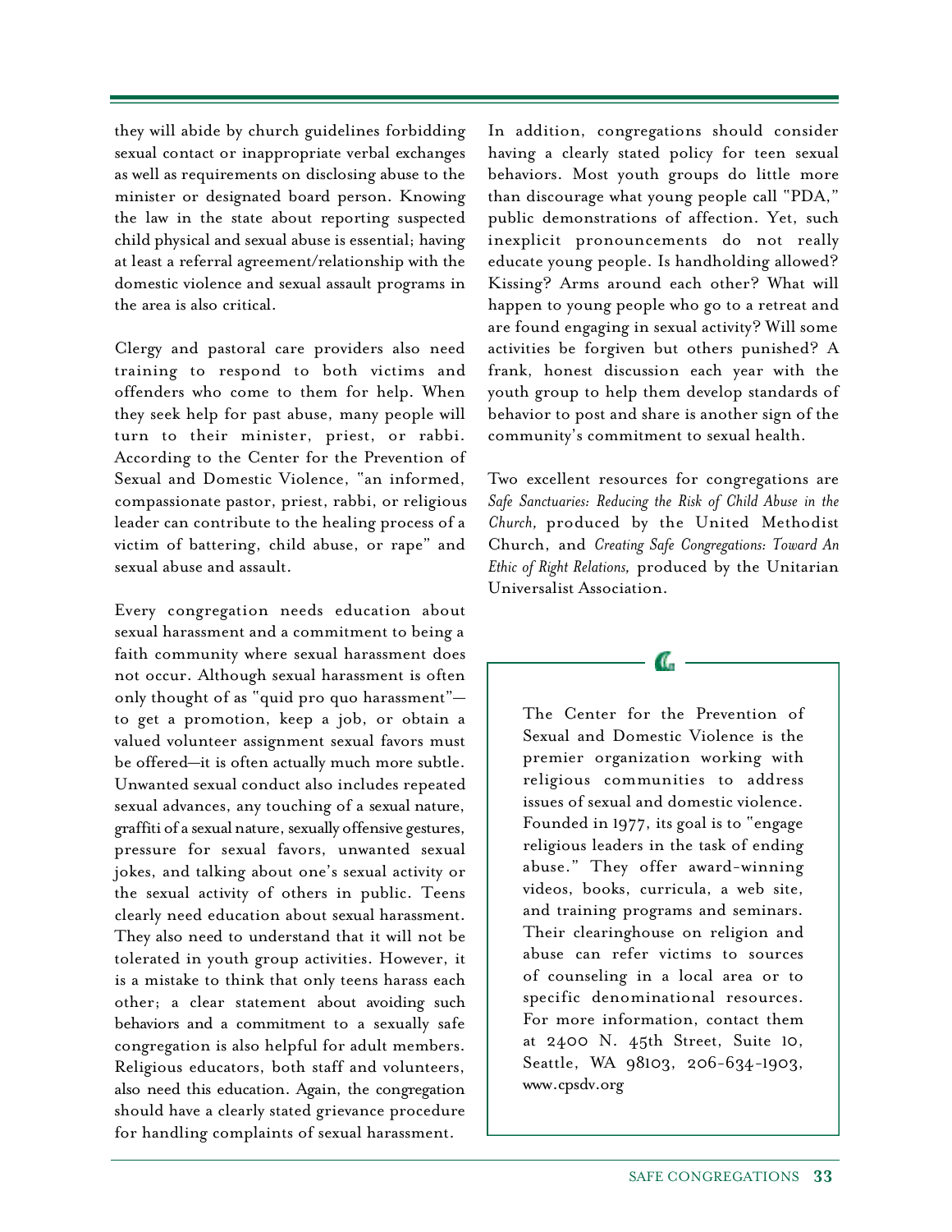they will abide by church guidelines forbidding sexual contact or inappropriate verbal exchanges as well as requirements on disclosing abuse to the minister or designated board person. Knowing the law in the state about reporting suspected child physical and sexual abuse is essential; having at least a referral agreement/relationship with the domestic violence and sexual assault programs in the area is also critical.

Clergy and pastoral care providers also need training to respond to both victims and offenders who come to them for help. When they seek help for past abuse, many people will turn to their minister, priest, or rabbi. According to the Center for the Prevention of Sexual and Domestic Violence, "an informed, compassionate pastor, priest, rabbi, or religious leader can contribute to the healing process of a victim of battering, child abuse, or rape" and sexual abuse and assault.

Every congregation needs education about sexual harassment and a commitment to being a faith community where sexual harassment does not occur. Although sexual harassment is often only thought of as "quid pro quo harassment"—to get a promotion, keep a job, or obtain a valued volunteer assignment sexual favors must be offered—it is often actually much more subtle. Unwanted sexual conduct also includes repeated sexual advances, any touching of a sexual nature, graffiti of a sexual nature, sexually offensive gestures, pressure for sexual favors, unwanted sexual jokes, and talking about one's sexual activity or the sexual activity of others in public. Teens clearly need education about sexual harassment. They also need to understand that it will not be tolerated in youth group activities. However, it is a mistake to think that only teens harass each other; a clear statement about avoiding such behaviors and a commitment to a sexually safe congregation is also helpful for adult members. Religious educators, both staff and volunteers, also need this education. Again, the congregation should have a clearly stated grievance procedure for handling complaints of sexual harassment.

In addition, congregations should consider having a clearly stated policy for teen sexual behaviors. Most youth groups do little more than discourage what young people call "PDA," public demonstrations of affection. Yet, such inexplicit pronouncements do not really educate young people. Is handholding allowed? Kissing? Arms around each other? What will happen to young people who go to a retreat and are found engaging in sexual activity? Will some activities be forgiven but others punished? A frank, honest discussion each year with the youth group to help them develop standards of behavior to post and share is another sign of the community's commitment to sexual health.

Two excellent resources for congregations are *Safe Sanctuaries: Reducing the Risk of Child Abuse in the Church,* produced by the United Methodist Church, and *Creating Safe Congregations: Toward An Ethic of Right Relations,* produced by the Unitarian Universalist Association.

> The Center for the Prevention of Sexual and Domestic Violence is the premier organization working with religious communities to address issues of sexual and domestic violence. Founded in 1977, its goal is to "engage religious leaders in the task of ending abuse." They offer award-winning videos, books, curricula, a web site, and training programs and seminars. Their clearinghouse on religion and abuse can refer victims to sources of counseling in a local area or to specific denominational resources. For more information, contact them at 2400 N. 45th Street, Suite 10, Seattle, WA 98103, 206-634-1903, www.cpsdv.org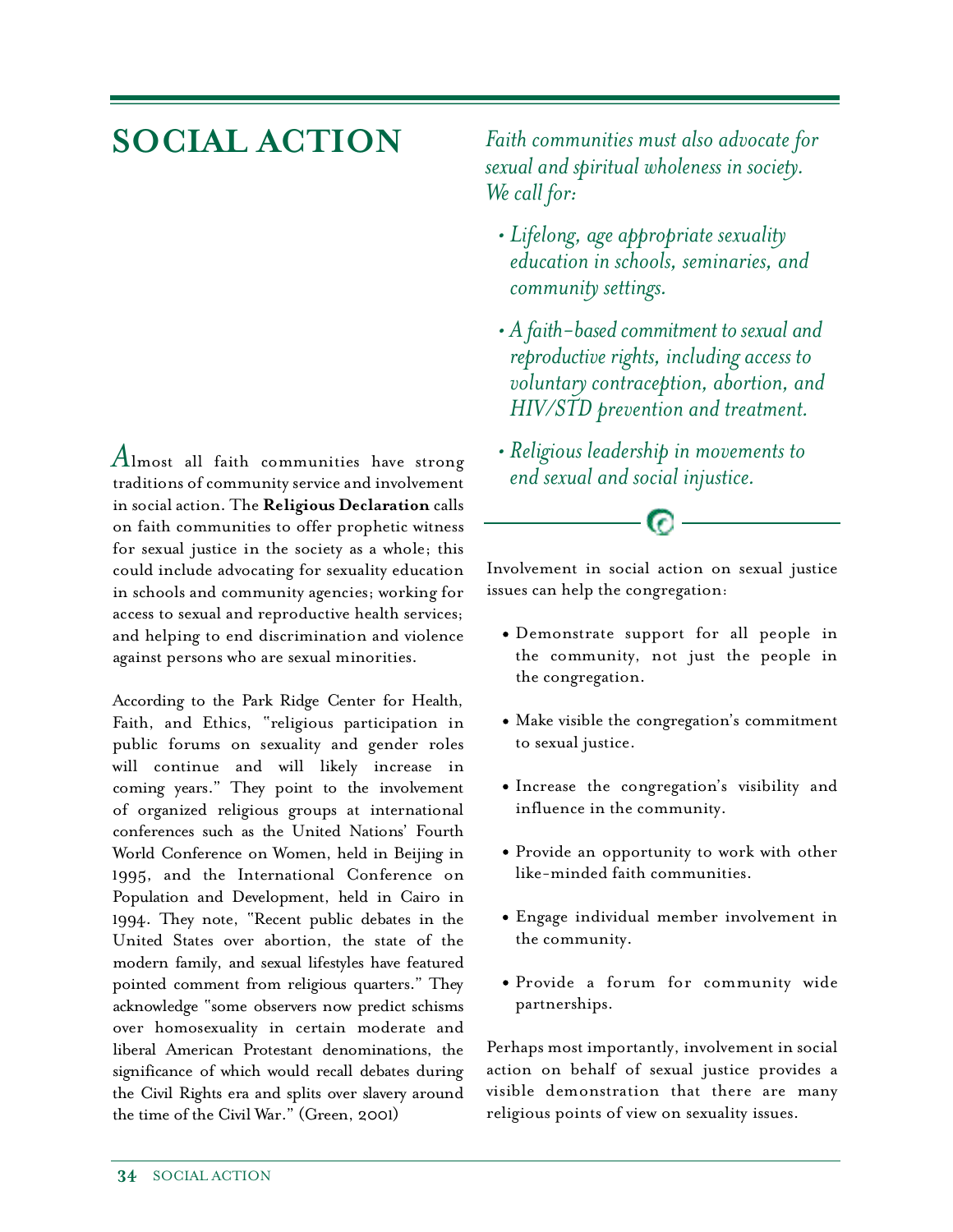# SOCIAL ACTION

*Faith communities must also advocate for sexual and spiritual wholeness in society. We call for:*

- *Lifelong, age appropriate sexuality education in schools, seminaries, and community settings.*
- *A faith-based commitment to sexual and reproductive rights, including access to voluntary contraception, abortion, and HIV/STD prevention and treatment.*
- *Religious leadership in movements to end sexual and social injustice.*

Almost all faith communities have strong traditions of community service and involvement in social action. The **Religious Declaration** calls on faith communities to offer prophetic witness for sexual justice in the society as a whole; this could include advocating for sexuality education in schools and community agencies; working for access to sexual and reproductive health services; and helping to end discrimination and violence against persons who are sexual minorities.

According to the Park Ridge Center for Health, Faith, and Ethics, "religious participation in public forums on sexuality and gender roles will continue and will likely increase in coming years." They point to the involvement of organized religious groups at international conferences such as the United Nations' Fourth World Conference on Women, held in Beijing in 1995, and the International Conference on Population and Development, held in Cairo in 1994. They note, "Recent public debates in the United States over abortion, the state of the modern family, and sexual lifestyles have featured pointed comment from religious quarters." They acknowledge "some observers now predict schisms over homosexuality in certain moderate and liberal American Protestant denominations, the significance of which would recall debates during the Civil Rights era and splits over slavery around the time of the Civil War." (Green, 2001)

Involvement in social action on sexual justice issues can help the congregation:

- Demonstrate support for all people in the community, not just the people in the congregation.
- Make visible the congregation's commitment to sexual justice.
- Increase the congregation's visibility and influence in the community.
- Provide an opportunity to work with other like-minded faith communities.
- Engage individual member involvement in the community.
- Provide a forum for community wide partnerships.

Perhaps most importantly, involvement in social action on behalf of sexual justice provides a visible demonstration that there are many religious points of view on sexuality issues.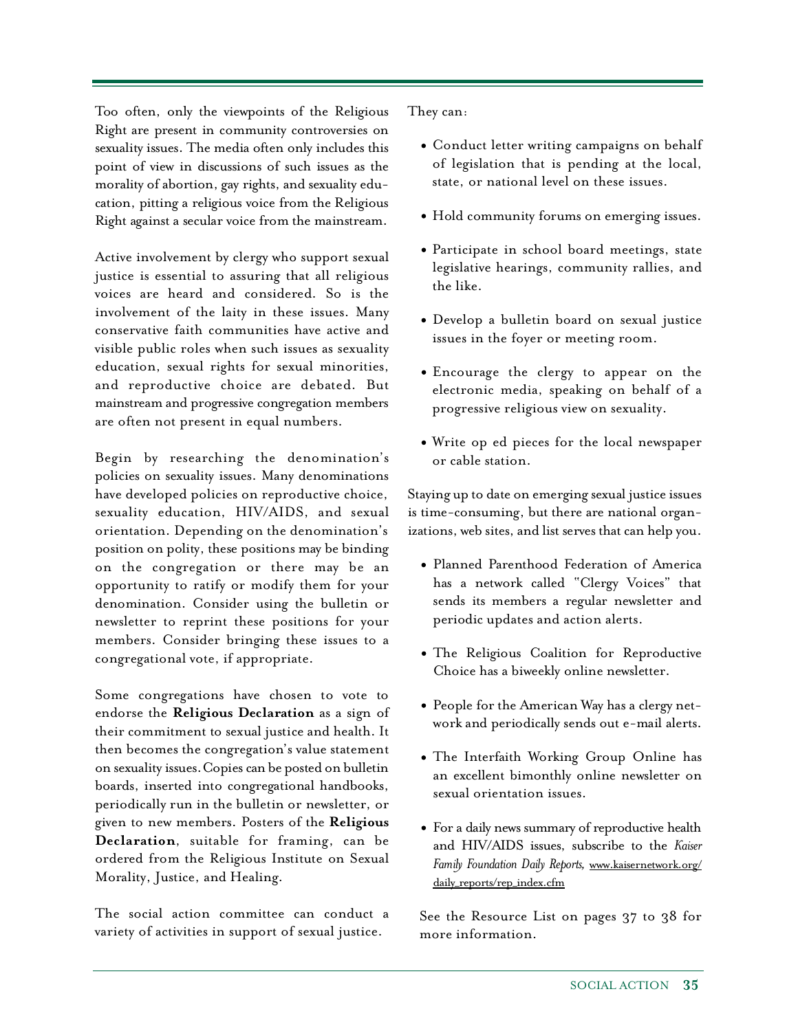Too often, only the viewpoints of the Religious Right are present in community controversies on sexuality issues. The media often only includes this point of view in discussions of such issues as the morality of abortion, gay rights, and sexuality education, pitting a religious voice from the Religious Right against a secular voice from the mainstream.

Active involvement by clergy who support sexual justice is essential to assuring that all religious voices are heard and considered. So is the involvement of the laity in these issues. Many conservative faith communities have active and visible public roles when such issues as sexuality education, sexual rights for sexual minorities, and reproductive choice are debated. But mainstream and progressive congregation members are often not present in equal numbers.

Begin by researching the denomination's policies on sexuality issues. Many denominations have developed policies on reproductive choice, sexuality education, HIV/AIDS, and sexual orientation. Depending on the denomination's position on polity, these positions may be binding on the congregation or there may be an opportunity to ratify or modify them for your denomination. Consider using the bulletin or newsletter to reprint these positions for your members. Consider bringing these issues to a congregational vote, if appropriate.

Some congregations have chosen to vote to endorse the **Religious Declaration** as a sign of their commitment to sexual justice and health. It then becomes the congregation's value statement on sexuality issues. Copies can be posted on bulletin boards, inserted into congregational handbooks, periodically run in the bulletin or newsletter, or given to new members. Posters of the **Religious Declaration**, suitable for framing, can be ordered from the Religious Institute on Sexual Morality, Justice, and Healing.

The social action committee can conduct a variety of activities in support of sexual justice. They can:

- Conduct letter writing campaigns on behalf of legislation that is pending at the local, state, or national level on these issues.
- Hold community forums on emerging issues.
- Participate in school board meetings, state legislative hearings, community rallies, and the like.
- Develop a bulletin board on sexual justice issues in the foyer or meeting room.
- Encourage the clergy to appear on the electronic media, speaking on behalf of a progressive religious view on sexuality.
- Write op ed pieces for the local newspaper or cable station.

Staying up to date on emerging sexual justice issues is time-consuming, but there are national organizations, web sites, and list serves that can help you.

- Planned Parenthood Federation of America has a network called "Clergy Voices" that sends its members a regular newsletter and periodic updates and action alerts.
- The Religious Coalition for Reproductive Choice has a biweekly online newsletter.
- People for the American Way has a clergy network and periodically sends out e-mail alerts.
- The Interfaith Working Group Online has an excellent bimonthly online newsletter on sexual orientation issues.
- For a daily news summary of reproductive health and HIV/AIDS issues, subscribe to the *Kaiser Family Foundation Daily Reports,* www.kaisernetwork.org/daily_reports/rep_index.cfm

See the Resource List on pages 37 to 38 for more information.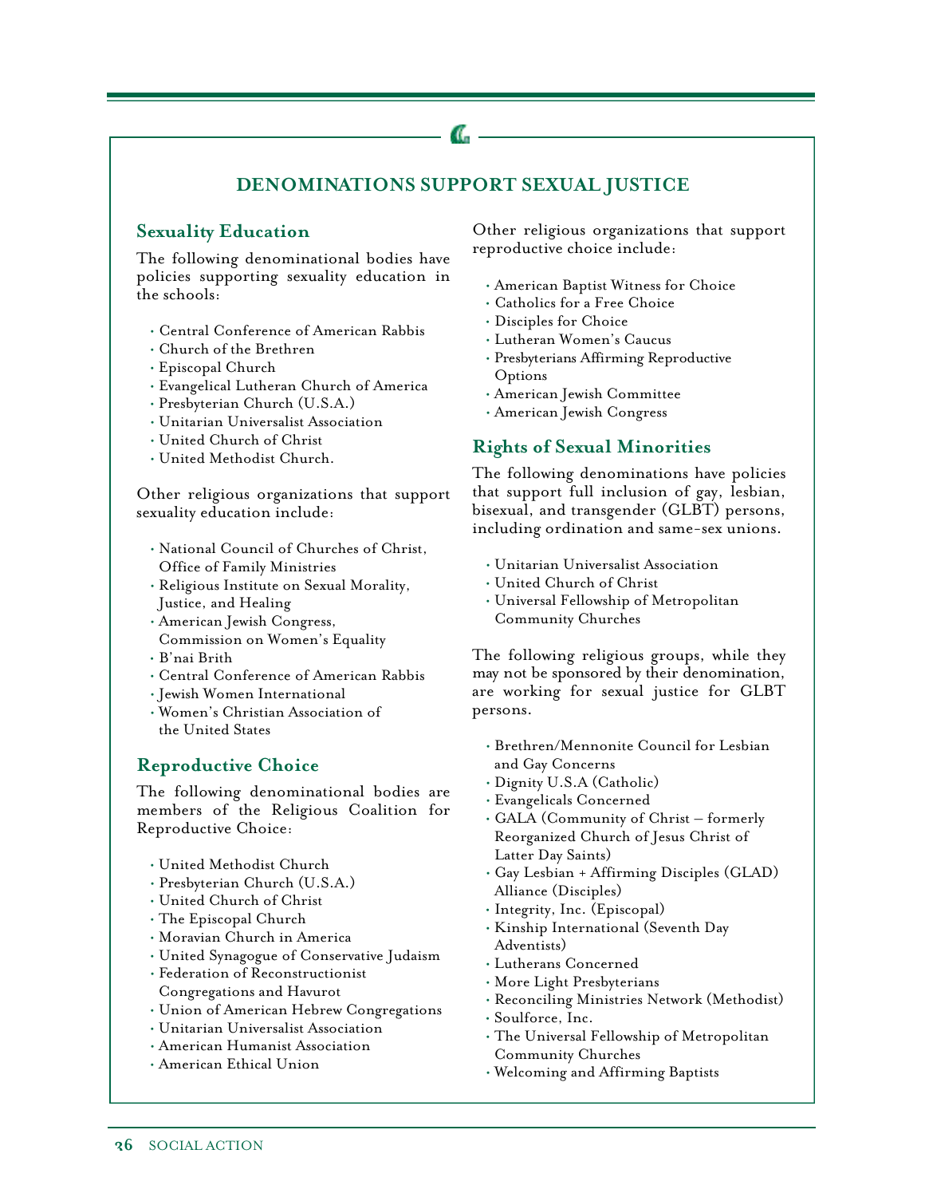## DENOMINATIONS SUPPORT SEXUAL JUSTICE

### Sexuality Education

The following denominational bodies have policies supporting sexuality education in the schools:

- Central Conference of American Rabbis
- Church of the Brethren
- Episcopal Church
- Evangelical Lutheran Church of America
- Presbyterian Church (U.S.A.)
- Unitarian Universalist Association
- United Church of Christ
- United Methodist Church.

Other religious organizations that support sexuality education include:

- National Council of Churches of Christ, Office of Family Ministries
- Religious Institute on Sexual Morality, Justice, and Healing
- American Jewish Congress, Commission on Women's Equality
- B'nai Brith
- Central Conference of American Rabbis
- Jewish Women International
- Women's Christian Association of the United States

### Reproductive Choice

The following denominational bodies are members of the Religious Coalition for Reproductive Choice:

- United Methodist Church
- Presbyterian Church (U.S.A.)
- United Church of Christ
- The Episcopal Church
- Moravian Church in America
- United Synagogue of Conservative Judaism
- Federation of Reconstructionist Congregations and Havurot
- Union of American Hebrew Congregations
- Unitarian Universalist Association
- American Humanist Association
- American Ethical Union

Other religious organizations that support reproductive choice include:

- American Baptist Witness for Choice
- Catholics for a Free Choice
- Disciples for Choice
- Lutheran Women's Caucus
- Presbyterians Affirming Reproductive Options
- American Jewish Committee
- American Jewish Congress

### Rights of Sexual Minorities

The following denominations have policies that support full inclusion of gay, lesbian, bisexual, and transgender (GLBT) persons, including ordination and same-sex unions.

- Unitarian Universalist Association
- United Church of Christ
- Universal Fellowship of Metropolitan Community Churches

The following religious groups, while they may not be sponsored by their denomination, are working for sexual justice for GLBT persons.

- Brethren/Mennonite Council for Lesbian and Gay Concerns
- Dignity U.S.A (Catholic)
- Evangelicals Concerned
- GALA (Community of Christ – formerly Reorganized Church of Jesus Christ of Latter Day Saints)
- Gay Lesbian + Affirming Disciples (GLAD) Alliance (Disciples)
- Integrity, Inc. (Episcopal)
- Kinship International (Seventh Day Adventists)
- Lutherans Concerned
- More Light Presbyterians
- Reconciling Ministries Network (Methodist)
- Soulforce, Inc.
- The Universal Fellowship of Metropolitan Community Churches
- Welcoming and Affirming Baptists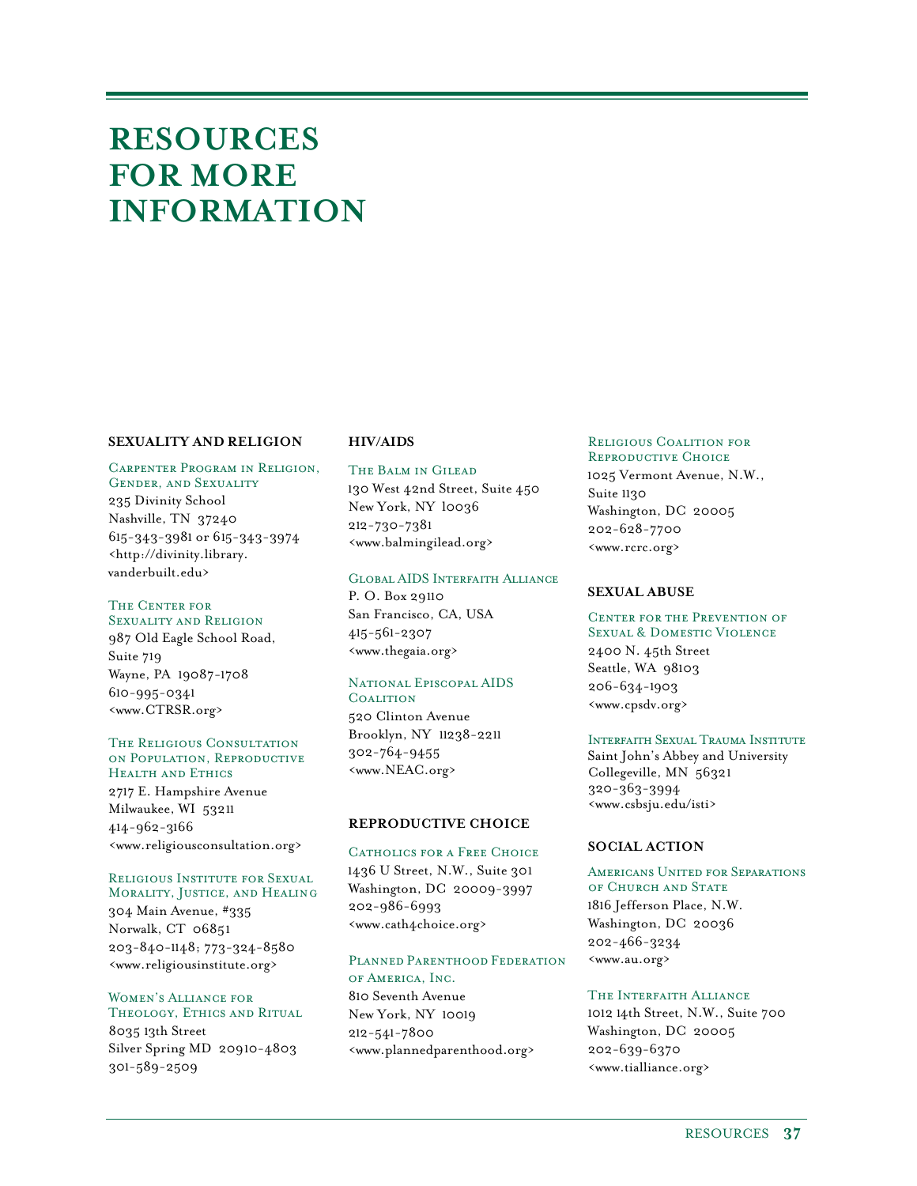# RESOURCES FOR MORE INFORMATION

## SEXUALITY AND RELIGION

**Carpenter Program in Religion, Gender, and Sexuality**
235 Divinity School
Nashville, TN 37240
615-343-3981 or 615-343-3974
<http://divinity.library.vanderbilt.edu>

**The Center for Sexuality and Religion**
987 Old Eagle School Road, Suite 719
Wayne, PA 19087-1708
610-995-0341
<www.CTRSR.org>

**The Religious Consultation on Population, Reproductive Health and Ethics**
2717 E. Hampshire Avenue
Milwaukee, WI 53211
414-962-3166
<www.religiousconsultation.org>

**Religious Institute for Sexual Morality, Justice, and Healing**
304 Main Avenue, #335
Norwalk, CT 06851
203-840-1148; 773-324-8580
<www.religiousinstitute.org>

**Women's Alliance for Theology, Ethics and Ritual**
8035 13th Street
Silver Spring MD 20910-4803
301-589-2509

## HIV/AIDS

**The Balm in Gilead**
130 West 42nd Street, Suite 450
New York, NY 10036
212-730-7381
<www.balmingilead.org>

**Global AIDS Interfaith Alliance**
P. O. Box 29110
San Francisco, CA, USA
415-561-2307
<www.thegaia.org>

**National Episcopal AIDS Coalition**
520 Clinton Avenue
Brooklyn, NY 11238-2211
302-764-9455
<www.NEAC.org>

## REPRODUCTIVE CHOICE

**Catholics for a Free Choice**
1436 U Street, N.W., Suite 301
Washington, DC 20009-3997
202-986-6993
<www.cath4choice.org>

**Planned Parenthood Federation of America, Inc.**
810 Seventh Avenue
New York, NY 10019
212-541-7800
<www.plannedparenthood.org>

**Religious Coalition for Reproductive Choice**
1025 Vermont Avenue, N.W., Suite 1130
Washington, DC 20005
202-628-7700
<www.rcrc.org>

## SEXUAL ABUSE

**Center for the Prevention of Sexual & Domestic Violence**
2400 N. 45th Street
Seattle, WA 98103
206-634-1903
<www.cpsdv.org>

**Interfaith Sexual Trauma Institute**
Saint John's Abbey and University
Collegeville, MN 56321
320-363-3994
<www.csbsju.edu/isti>

## SOCIAL ACTION

**Americans United for Separations of Church and State**
1816 Jefferson Place, N.W.
Washington, DC 20036
202-466-3234
<www.au.org>

**The Interfaith Alliance**
1012 14th Street, N.W., Suite 700
Washington, DC 20005
202-639-6370
<www.tialliance.org>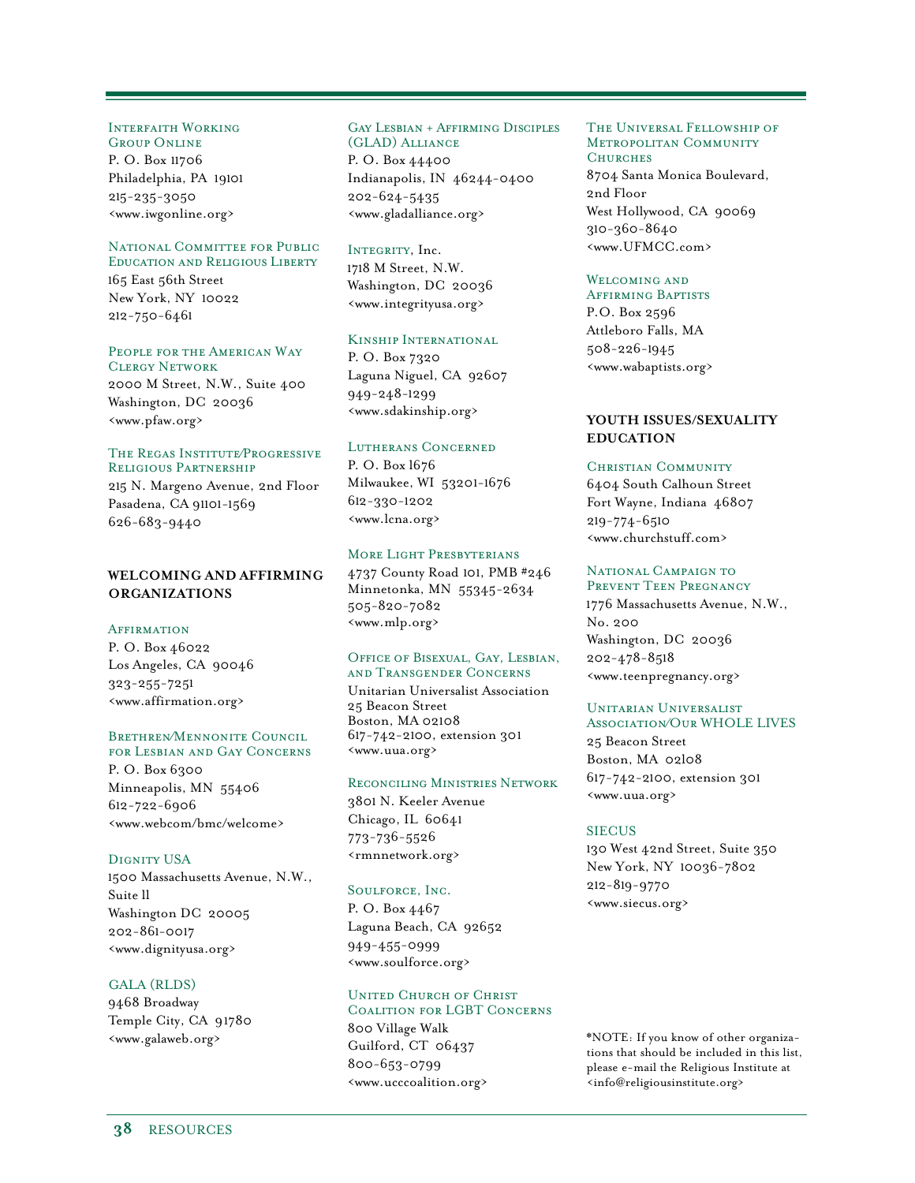Interfaith Working Group Online
P. O. Box 11706
Philadelphia, PA 19101
215-235-3050
<www.iwgonline.org>

National Committee for Public Education and Religious Liberty
165 East 56th Street
New York, NY 10022
212-750-6461

People for the American Way Clergy Network
2000 M Street, N.W., Suite 400
Washington, DC 20036
<www.pfaw.org>

The Regas Institute/Progressive Religious Partnership
215 N. Margeno Avenue, 2nd Floor
Pasadena, CA 91101-1569
626-683-9440

## WELCOMING AND AFFIRMING ORGANIZATIONS

Affirmation
P. O. Box 46022
Los Angeles, CA 90046
323-255-7251
<www.affirmation.org>

Brethren/Mennonite Council for Lesbian and Gay Concerns
P. O. Box 6300
Minneapolis, MN 55406
612-722-6906
<www.webcom/bmc/welcome>

Dignity USA
1500 Massachusetts Avenue, N.W., Suite 11
Washington DC 20005
202-861-0017
<www.dignityusa.org>

GALA (RLDS)
9468 Broadway
Temple City, CA 91780
<www.galaweb.org>

Gay Lesbian + Affirming Disciples (GLAD) Alliance
P. O. Box 44400
Indianapolis, IN 46244-0400
202-624-5435
<www.gladalliance.org>

Integrity, Inc.
1718 M Street, N.W.
Washington, DC 20036
<www.integrityusa.org>

Kinship International
P. O. Box 7320
Laguna Niguel, CA 92607
949-248-1299
<www.sdakinship.org>

Lutherans Concerned
P. O. Box 1676
Milwaukee, WI 53201-1676
612-330-1202
<www.lcna.org>

More Light Presbyterians
4737 County Road 101, PMB #246
Minnetonka, MN 55345-2634
505-820-7082
<www.mlp.org>

Office of Bisexual, Gay, Lesbian, and Transgender Concerns
Unitarian Universalist Association
25 Beacon Street
Boston, MA 02108
617-742-2100, extension 301
<www.uua.org>

Reconciling Ministries Network
3801 N. Keeler Avenue
Chicago, IL 60641
773-736-5526
<rmnnetwork.org>

Soulforce, Inc.
P. O. Box 4467
Laguna Beach, CA 92652
949-455-0999
<www.soulforce.org>

United Church of Christ Coalition for LGBT Concerns
800 Village Walk
Guilford, CT 06437
800-653-0799
<www.ucccoalition.org>

The Universal Fellowship of Metropolitan Community Churches
8704 Santa Monica Boulevard, 2nd Floor
West Hollywood, CA 90069
310-360-8640
<www.UFMCC.com>

Welcoming and Affirming Baptists
P.O. Box 2596
Attleboro Falls, MA
508-226-1945
<www.wabaptists.org>

## YOUTH ISSUES/SEXUALITY EDUCATION

Christian Community
6404 South Calhoun Street
Fort Wayne, Indiana 46807
219-774-6510
<www.churchstuff.com>

National Campaign to Prevent Teen Pregnancy
1776 Massachusetts Avenue, N.W., No. 200
Washington, DC 20036
202-478-8518
<www.teenpregnancy.org>

Unitarian Universalist Association/Our WHOLE LIVES
25 Beacon Street
Boston, MA 02108
617-742-2100, extension 301
<www.uua.org>

SIECUS
130 West 42nd Street, Suite 350
New York, NY 10036-7802
212-819-9770
<www.siecus.org>

*NOTE: If you know of other organizations that should be included in this list, please e-mail the Religious Institute at <info@religiousinstitute.org>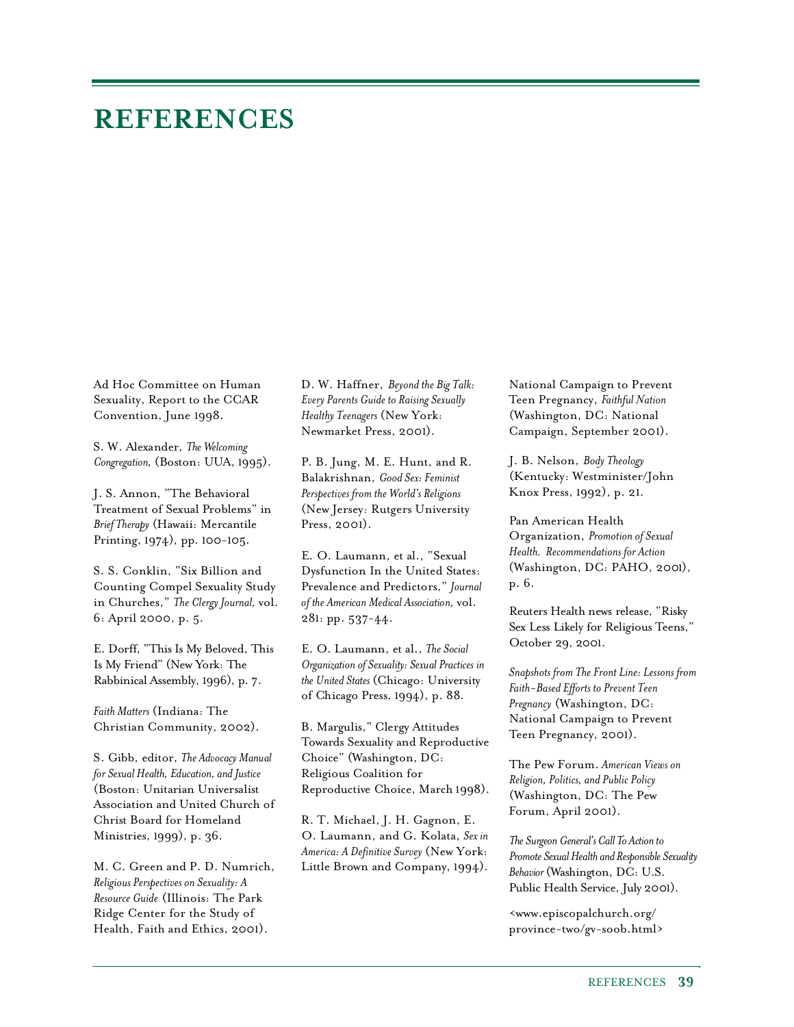# REFERENCES

Ad Hoc Committee on Human Sexuality, Report to the CCAR Convention, June 1998.

S. W. Alexander, *The Welcoming Congregation,* (Boston: UUA, 1995).

J. S. Annon, "The Behavioral Treatment of Sexual Problems" in *Brief Therapy* (Hawaii: Mercantile Printing, 1974), pp. 100-105.

S. S. Conklin, "Six Billion and Counting Compel Sexuality Study in Churches," *The Clergy Journal,* vol. 6: April 2000, p. 5.

E. Dorff, "This Is My Beloved, This Is My Friend" (New York: The Rabbinical Assembly, 1996), p. 7.

*Faith Matters* (Indiana: The Christian Community, 2002).

S. Gibb, editor, *The Advocacy Manual for Sexual Health, Education, and Justice* (Boston: Unitarian Universalist Association and United Church of Christ Board for Homeland Ministries, 1999), p. 36.

M. C. Green and P. D. Numrich, *Religious Perspectives on Sexuality: A Resource Guide* (Illinois: The Park Ridge Center for the Study of Health, Faith and Ethics, 2001).

D. W. Haffner, *Beyond the Big Talk: Every Parents Guide to Raising Sexually Healthy Teenagers* (New York: Newmarket Press, 2001).

P. B. Jung, M. E. Hunt, and R. Balakrishnan, *Good Sex: Feminist Perspectives from the World's Religions* (New Jersey: Rutgers University Press, 2001).

E. O. Laumann, et al., "Sexual Dysfunction In the United States: Prevalence and Predictors," *Journal of the American Medical Association,* vol. 281: pp. 537-44.

E. O. Laumann, et al., *The Social Organization of Sexuality: Sexual Practices in the United States* (Chicago: University of Chicago Press, 1994), p. 88.

B. Margulis," Clergy Attitudes Towards Sexuality and Reproductive Choice" (Washington, DC: Religious Coalition for Reproductive Choice, March 1998).

R. T. Michael, J. H. Gagnon, E. O. Laumann, and G. Kolata, *Sex in America: A Definitive Survey* (New York: Little Brown and Company, 1994).

National Campaign to Prevent Teen Pregnancy, *Faithful Nation* (Washington, DC: National Campaign, September 2001).

J. B. Nelson, *Body Theology* (Kentucky: Westminister/John Knox Press, 1992), p. 21.

Pan American Health Organization, *Promotion of Sexual Health. Recommendations for Action* (Washington, DC: PAHO, 2001), p. 6.

Reuters Health news release, "Risky Sex Less Likely for Religious Teens," October 29, 2001.

*Snapshots from The Front Line: Lessons from Faith-Based Efforts to Prevent Teen Pregnancy* (Washington, DC: National Campaign to Prevent Teen Pregnancy, 2001).

The Pew Forum. *American Views on Religion, Politics, and Public Policy* (Washington, DC: The Pew Forum, April 2001).

*The Surgeon General's Call To Action to Promote Sexual Health and Responsible Sexuality Behavior* (Washington, DC: U.S. Public Health Service, July 2001).

<www.episcopalchurch.org/province-two/gv-soob.html>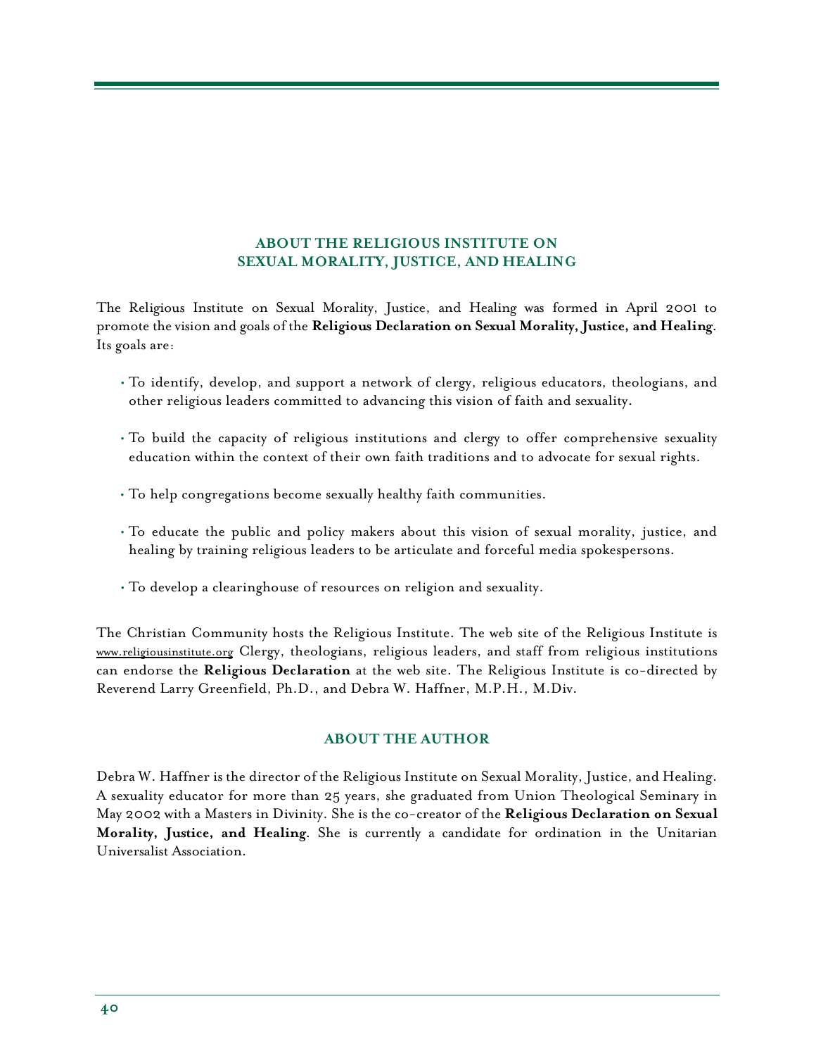## ABOUT THE RELIGIOUS INSTITUTE ON SEXUAL MORALITY, JUSTICE, AND HEALING

The Religious Institute on Sexual Morality, Justice, and Healing was formed in April 2001 to promote the vision and goals of the **Religious Declaration on Sexual Morality, Justice, and Healing**. Its goals are:

- To identify, develop, and support a network of clergy, religious educators, theologians, and other religious leaders committed to advancing this vision of faith and sexuality.
- To build the capacity of religious institutions and clergy to offer comprehensive sexuality education within the context of their own faith traditions and to advocate for sexual rights.
- To help congregations become sexually healthy faith communities.
- To educate the public and policy makers about this vision of sexual morality, justice, and healing by training religious leaders to be articulate and forceful media spokespersons.
- To develop a clearinghouse of resources on religion and sexuality.

The Christian Community hosts the Religious Institute. The web site of the Religious Institute is www.religiousinstitute.org Clergy, theologians, religious leaders, and staff from religious institutions can endorse the **Religious Declaration** at the web site. The Religious Institute is co-directed by Reverend Larry Greenfield, Ph.D., and Debra W. Haffner, M.P.H., M.Div.

## ABOUT THE AUTHOR

Debra W. Haffner is the director of the Religious Institute on Sexual Morality, Justice, and Healing. A sexuality educator for more than 25 years, she graduated from Union Theological Seminary in May 2002 with a Masters in Divinity. She is the co-creator of the **Religious Declaration on Sexual Morality, Justice, and Healing**. She is currently a candidate for ordination in the Unitarian Universalist Association.